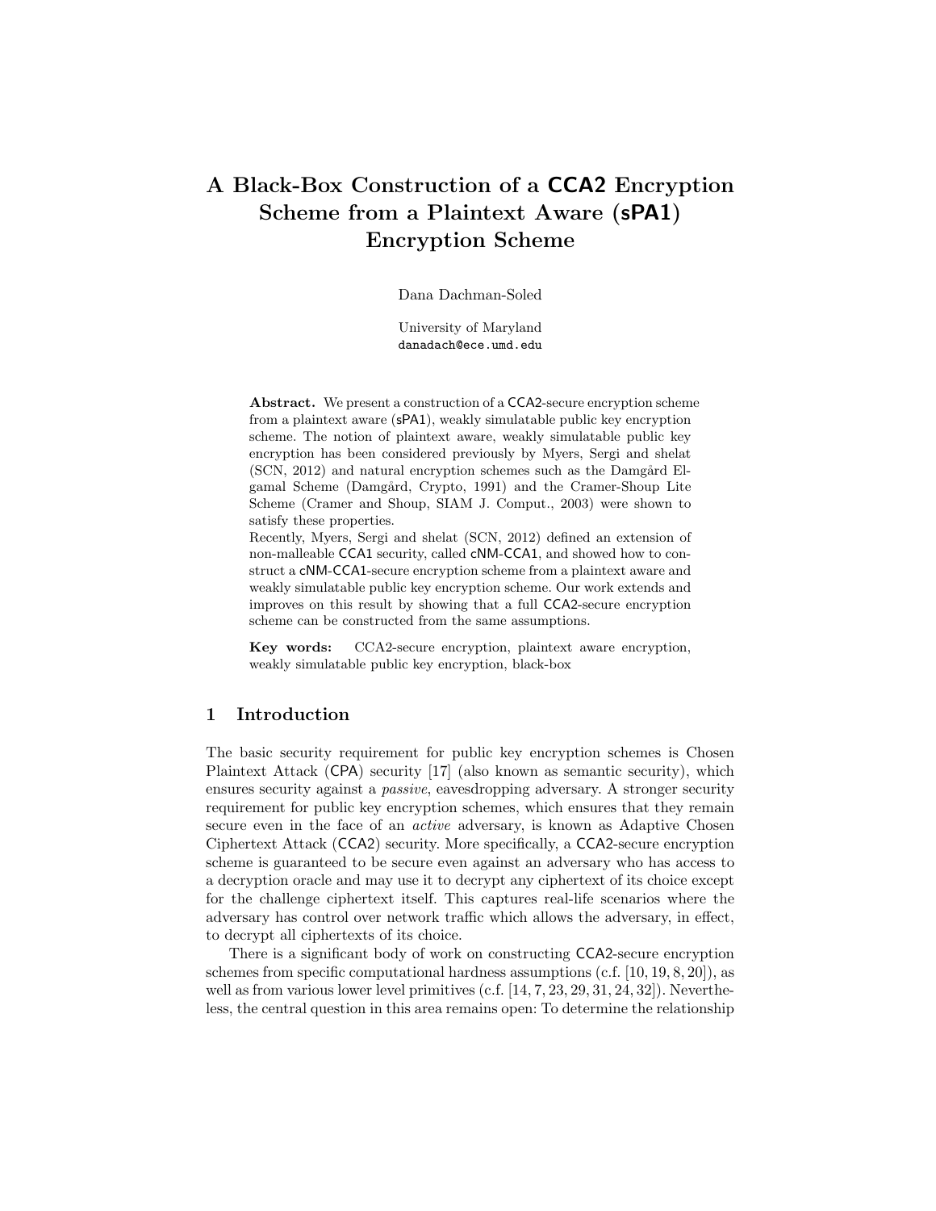# A Black-Box Construction of a CCA2 Encryption Scheme from a Plaintext Aware (sPA1) Encryption Scheme

Dana Dachman-Soled

University of Maryland
danadach@ece.umd.edu

**Abstract.** We present a construction of a CCA2-secure encryption scheme from a plaintext aware (sPA1), weakly simulatable public key encryption scheme. The notion of plaintext aware, weakly simulatable public key encryption has been considered previously by Myers, Sergi and shelat (SCN, 2012) and natural encryption schemes such as the Damgård Elgamal Scheme (Damgård, Crypto, 1991) and the Cramer-Shoup Lite Scheme (Cramer and Shoup, SIAM J. Comput., 2003) were shown to satisfy these properties.

Recently, Myers, Sergi and shelat (SCN, 2012) defined an extension of non-malleable CCA1 security, called cNM-CCA1, and showed how to construct a cNM-CCA1-secure encryption scheme from a plaintext aware and weakly simulatable public key encryption scheme. Our work extends and improves on this result by showing that a full CCA2-secure encryption scheme can be constructed from the same assumptions.

**Key words:** CCA2-secure encryption, plaintext aware encryption, weakly simulatable public key encryption, black-box

## 1 Introduction

The basic security requirement for public key encryption schemes is Chosen Plaintext Attack (CPA) security [17] (also known as semantic security), which ensures security against a *passive*, eavesdropping adversary. A stronger security requirement for public key encryption schemes, which ensures that they remain secure even in the face of an *active* adversary, is known as Adaptive Chosen Ciphertext Attack (CCA2) security. More specifically, a CCA2-secure encryption scheme is guaranteed to be secure even against an adversary who has access to a decryption oracle and may use it to decrypt any ciphertext of its choice except for the challenge ciphertext itself. This captures real-life scenarios where the adversary has control over network traffic which allows the adversary, in effect, to decrypt all ciphertexts of its choice.

There is a significant body of work on constructing CCA2-secure encryption schemes from specific computational hardness assumptions (c.f. [10, 19, 8, 20]), as well as from various lower level primitives (c.f. [14, 7, 23, 29, 31, 24, 32]). Nevertheless, the central question in this area remains open: To determine the relationship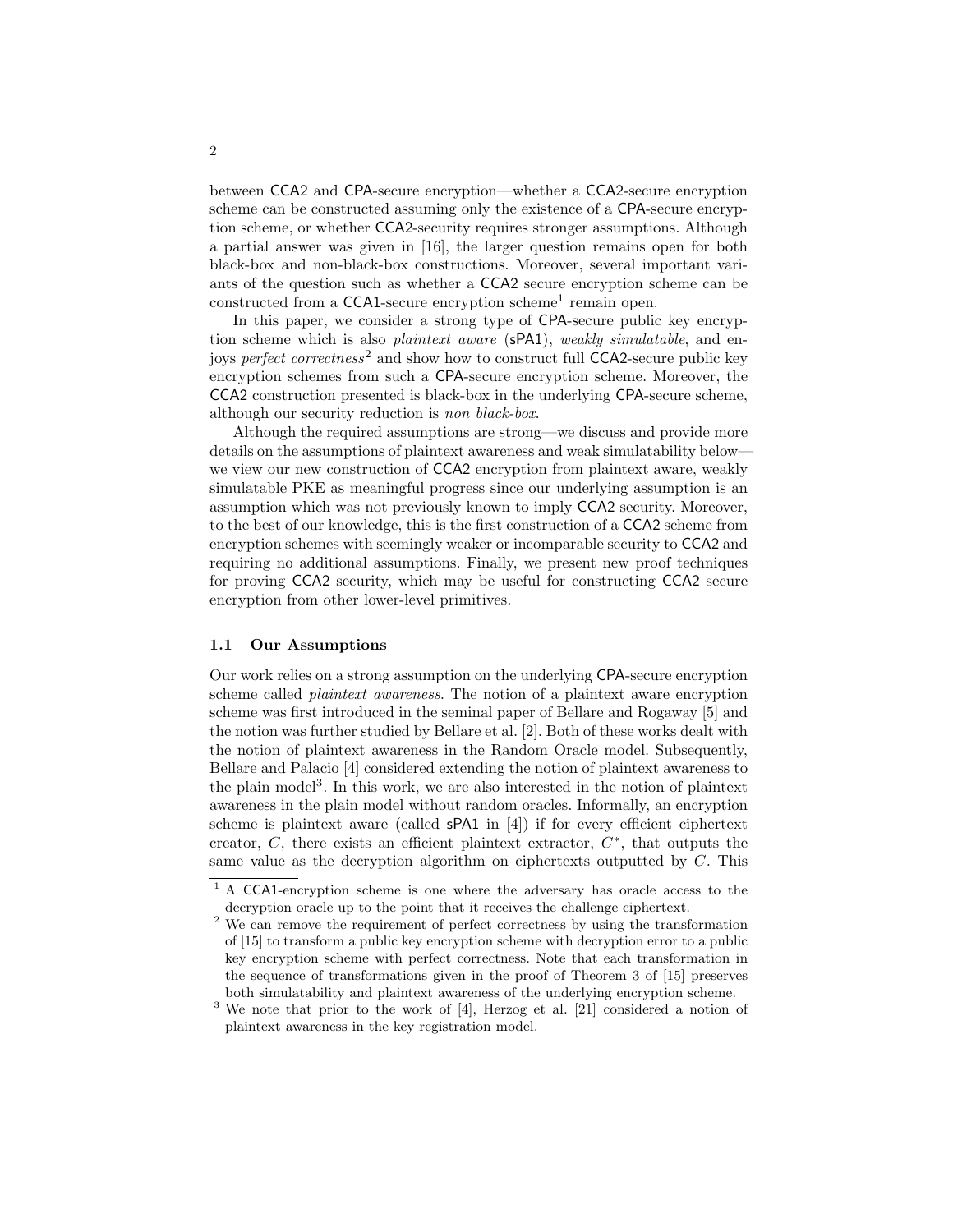between CCA2 and CPA-secure encryption—whether a CCA2-secure encryption scheme can be constructed assuming only the existence of a CPA-secure encryption scheme, or whether CCA2-security requires stronger assumptions. Although a partial answer was given in [16], the larger question remains open for both black-box and non-black-box constructions. Moreover, several important variants of the question such as whether a CCA2 secure encryption scheme can be constructed from a CCA1-secure encryption scheme[1] remain open.

In this paper, we consider a strong type of CPA-secure public key encryption scheme which is also *plaintext aware* (sPA1), *weakly simulatable*, and enjoys *perfect correctness*[2] and show how to construct full CCA2-secure public key encryption schemes from such a CPA-secure encryption scheme. Moreover, the CCA2 construction presented is black-box in the underlying CPA-secure scheme, although our security reduction is *non black-box*.

Although the required assumptions are strong—we discuss and provide more details on the assumptions of plaintext awareness and weak simulatability below—we view our new construction of CCA2 encryption from plaintext aware, weakly simulatable PKE as meaningful progress since our underlying assumption is an assumption which was not previously known to imply CCA2 security. Moreover, to the best of our knowledge, this is the first construction of a CCA2 scheme from encryption schemes with seemingly weaker or incomparable security to CCA2 and requiring no additional assumptions. Finally, we present new proof techniques for proving CCA2 security, which may be useful for constructing CCA2 secure encryption from other lower-level primitives.

### 1.1 Our Assumptions

Our work relies on a strong assumption on the underlying CPA-secure encryption scheme called *plaintext awareness*. The notion of a plaintext aware encryption scheme was first introduced in the seminal paper of Bellare and Rogaway [5] and the notion was further studied by Bellare et al. [2]. Both of these works dealt with the notion of plaintext awareness in the Random Oracle model. Subsequently, Bellare and Palacio [4] considered extending the notion of plaintext awareness to the plain model[3]. In this work, we are also interested in the notion of plaintext awareness in the plain model without random oracles. Informally, an encryption scheme is plaintext aware (called sPA1 in [4]) if for every efficient ciphertext creator, $C$, there exists an efficient plaintext extractor, $C^*$, that outputs the same value as the decryption algorithm on ciphertexts outputted by $C$. This

[1] A CCA1-encryption scheme is one where the adversary has oracle access to the decryption oracle up to the point that it receives the challenge ciphertext.

[2] We can remove the requirement of perfect correctness by using the transformation of [15] to transform a public key encryption scheme with decryption error to a public key encryption scheme with perfect correctness. Note that each transformation in the sequence of transformations given in the proof of Theorem 3 of [15] preserves both simulatability and plaintext awareness of the underlying encryption scheme.

[3] We note that prior to the work of [4], Herzog et al. [21] considered a notion of plaintext awareness in the key registration model.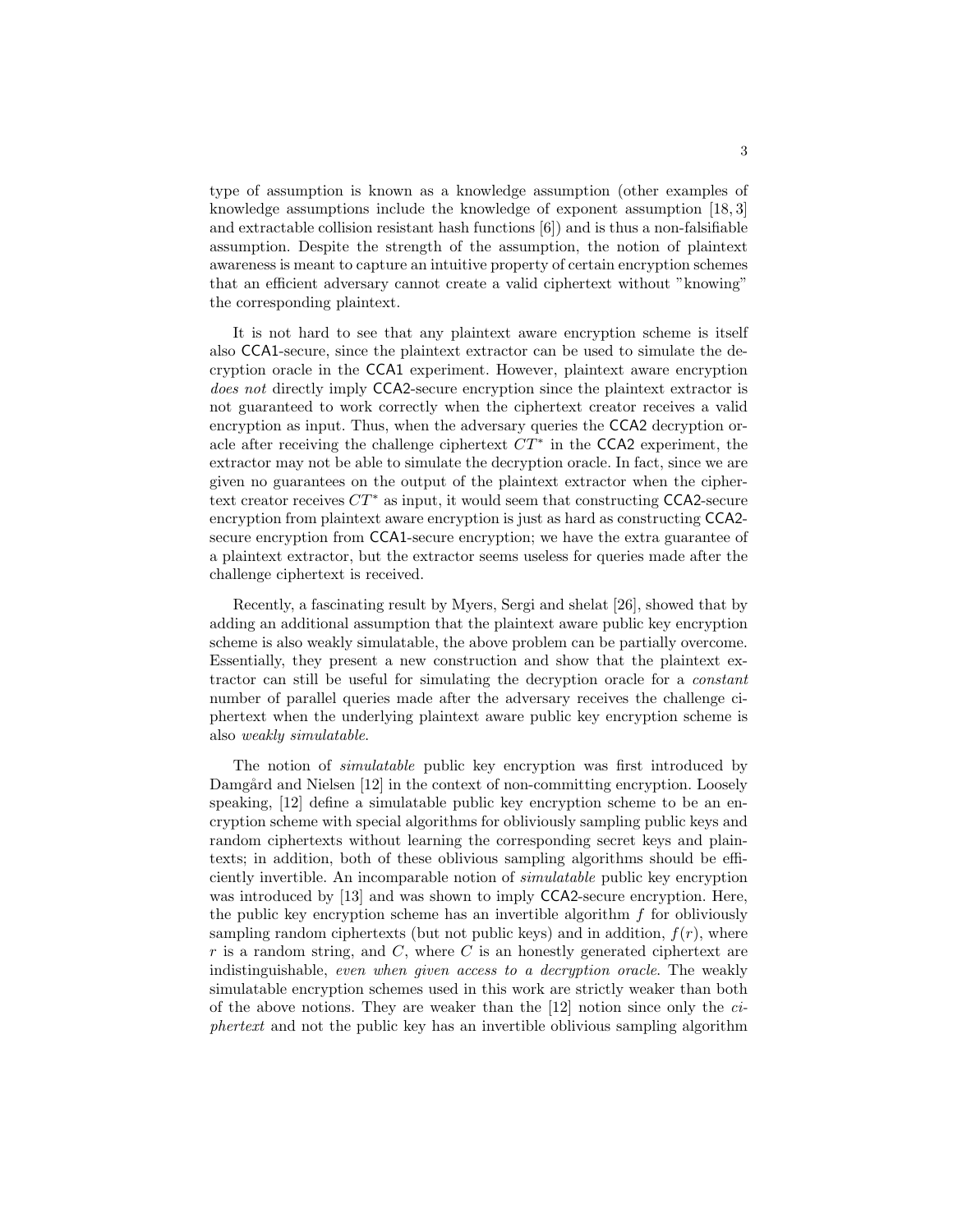type of assumption is known as a knowledge assumption (other examples of knowledge assumptions include the knowledge of exponent assumption [18, 3] and extractable collision resistant hash functions [6]) and is thus a non-falsifiable assumption. Despite the strength of the assumption, the notion of plaintext awareness is meant to capture an intuitive property of certain encryption schemes that an efficient adversary cannot create a valid ciphertext without "knowing" the corresponding plaintext.

It is not hard to see that any plaintext aware encryption scheme is itself also CCA1-secure, since the plaintext extractor can be used to simulate the decryption oracle in the CCA1 experiment. However, plaintext aware encryption *does not* directly imply CCA2-secure encryption since the plaintext extractor is not guaranteed to work correctly when the ciphertext creator receives a valid encryption as input. Thus, when the adversary queries the CCA2 decryption oracle after receiving the challenge ciphertext $CT^*$ in the CCA2 experiment, the extractor may not be able to simulate the decryption oracle. In fact, since we are given no guarantees on the output of the plaintext extractor when the ciphertext creator receives $CT^*$ as input, it would seem that constructing CCA2-secure encryption from plaintext aware encryption is just as hard as constructing CCA2-secure encryption from CCA1-secure encryption; we have the extra guarantee of a plaintext extractor, but the extractor seems useless for queries made after the challenge ciphertext is received.

Recently, a fascinating result by Myers, Sergi and shelat [26], showed that by adding an additional assumption that the plaintext aware public key encryption scheme is also weakly simulatable, the above problem can be partially overcome. Essentially, they present a new construction and show that the plaintext extractor can still be useful for simulating the decryption oracle for a *constant* number of parallel queries made after the adversary receives the challenge ciphertext when the underlying plaintext aware public key encryption scheme is also *weakly simulatable*.

The notion of *simulatable* public key encryption was first introduced by Damgård and Nielsen [12] in the context of non-committing encryption. Loosely speaking, [12] define a simulatable public key encryption scheme to be an encryption scheme with special algorithms for obliviously sampling public keys and random ciphertexts without learning the corresponding secret keys and plaintexts; in addition, both of these oblivious sampling algorithms should be efficiently invertible. An incomparable notion of *simulatable* public key encryption was introduced by [13] and was shown to imply CCA2-secure encryption. Here, the public key encryption scheme has an invertible algorithm $f$ for obliviously sampling random ciphertexts (but not public keys) and in addition, $f(r)$, where $r$ is a random string, and $C$, where $C$ is an honestly generated ciphertext are indistinguishable, *even when given access to a decryption oracle*. The weakly simulatable encryption schemes used in this work are strictly weaker than both of the above notions. They are weaker than the [12] notion since only the *ciphertext* and not the public key has an invertible oblivious sampling algorithm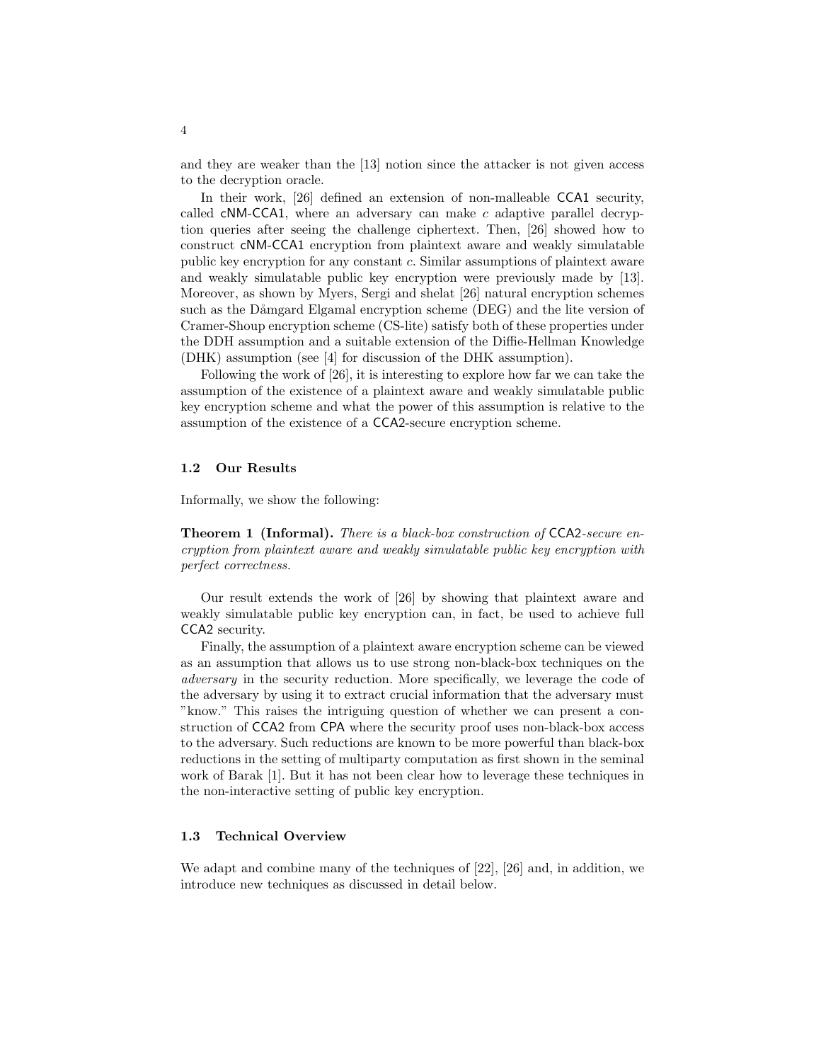and they are weaker than the [13] notion since the attacker is not given access to the decryption oracle.

In their work, [26] defined an extension of non-malleable CCA1 security, called cNM-CCA1, where an adversary can make $c$ adaptive parallel decryption queries after seeing the challenge ciphertext. Then, [26] showed how to construct cNM-CCA1 encryption from plaintext aware and weakly simulatable public key encryption for any constant $c$. Similar assumptions of plaintext aware and weakly simulatable public key encryption were previously made by [13]. Moreover, as shown by Myers, Sergi and shelat [26] natural encryption schemes such as the Dåmgard Elgamal encryption scheme (DEG) and the lite version of Cramer-Shoup encryption scheme (CS-lite) satisfy both of these properties under the DDH assumption and a suitable extension of the Diffie-Hellman Knowledge (DHK) assumption (see [4] for discussion of the DHK assumption).

Following the work of [26], it is interesting to explore how far we can take the assumption of the existence of a plaintext aware and weakly simulatable public key encryption scheme and what the power of this assumption is relative to the assumption of the existence of a CCA2-secure encryption scheme.

### 1.2 Our Results

Informally, we show the following:

**Theorem 1 (Informal).** *There is a black-box construction of* CCA2*-secure encryption from plaintext aware and weakly simulatable public key encryption with perfect correctness.*

Our result extends the work of [26] by showing that plaintext aware and weakly simulatable public key encryption can, in fact, be used to achieve full CCA2 security.

Finally, the assumption of a plaintext aware encryption scheme can be viewed as an assumption that allows us to use strong non-black-box techniques on the *adversary* in the security reduction. More specifically, we leverage the code of the adversary by using it to extract crucial information that the adversary must "know." This raises the intriguing question of whether we can present a construction of CCA2 from CPA where the security proof uses non-black-box access to the adversary. Such reductions are known to be more powerful than black-box reductions in the setting of multiparty computation as first shown in the seminal work of Barak [1]. But it has not been clear how to leverage these techniques in the non-interactive setting of public key encryption.

### 1.3 Technical Overview

We adapt and combine many of the techniques of [22], [26] and, in addition, we introduce new techniques as discussed in detail below.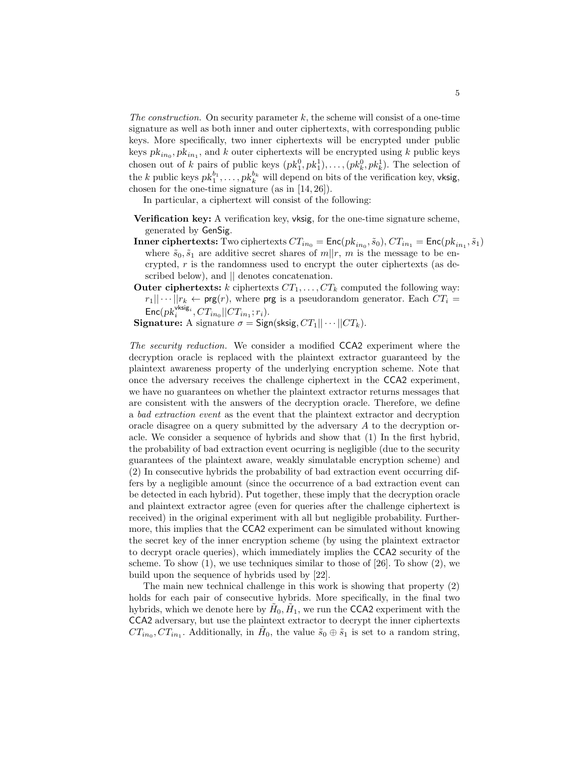*The construction.* On security parameter $k$, the scheme will consist of a one-time signature as well as both inner and outer ciphertexts, with corresponding public keys. More specifically, two inner ciphertexts will be encrypted under public keys $pk_{in_0}, pk_{in_1}$, and $k$ outer ciphertexts will be encrypted using $k$ public keys chosen out of $k$ pairs of public keys $(pk_1^0, pk_1^1), \ldots, (pk_k^0, pk_k^1)$. The selection of the $k$ public keys $pk_1^{b_1}, \ldots, pk_k^{b_k}$ will depend on bits of the verification key, $\mathsf{vksig}$, chosen for the one-time signature (as in [14, 26]).

In particular, a ciphertext will consist of the following:

**Verification key:** A verification key, $\mathsf{vksig}$, for the one-time signature scheme, generated by $\mathsf{GenSig}$.

**Inner ciphertexts:** Two ciphertexts $CT_{in_0} = \mathsf{Enc}(pk_{in_0}, \tilde{s}_0), CT_{in_1} = \mathsf{Enc}(pk_{in_1}, \tilde{s}_1)$ where $\tilde{s}_0, \tilde{s}_1$ are additive secret shares of $m||r$, $m$ is the message to be encrypted, $r$ is the randomness used to encrypt the outer ciphertexts (as described below), and $||$ denotes concatenation.

**Outer ciphertexts:** $k$ ciphertexts $CT_1, \ldots, CT_k$ computed the following way: $r_1|| \cdots ||r_k \leftarrow \mathsf{prg}(r)$, where $\mathsf{prg}$ is a pseudorandom generator. Each $CT_i = \mathsf{Enc}(pk_i^{\mathsf{vksig}_i}, CT_{in_0}||CT_{in_1}; r_i)$.

**Signature:** A signature $\sigma = \mathsf{Sign}(\mathsf{sksig}, CT_1|| \cdots ||CT_k)$.

*The security reduction.* We consider a modified $\mathsf{CCA2}$ experiment where the decryption oracle is replaced with the plaintext extractor guaranteed by the plaintext awareness property of the underlying encryption scheme. Note that once the adversary receives the challenge ciphertext in the $\mathsf{CCA2}$ experiment, we have no guarantees on whether the plaintext extractor returns messages that are consistent with the answers of the decryption oracle. Therefore, we define a *bad extraction event* as the event that the plaintext extractor and decryption oracle disagree on a query submitted by the adversary $A$ to the decryption oracle. We consider a sequence of hybrids and show that (1) In the first hybrid, the probability of bad extraction event ocurring is negligible (due to the security guarantees of the plaintext aware, weakly simulatable encryption scheme) and (2) In consecutive hybrids the probability of bad extraction event occurring differs by a negligible amount (since the occurrence of a bad extraction event can be detected in each hybrid). Put together, these imply that the decryption oracle and plaintext extractor agree (even for queries after the challenge ciphertext is received) in the original experiment with all but negligible probability. Furthermore, this implies that the $\mathsf{CCA2}$ experiment can be simulated without knowing the secret key of the inner encryption scheme (by using the plaintext extractor to decrypt oracle queries), which immediately implies the $\mathsf{CCA2}$ security of the scheme. To show (1), we use techniques similar to those of [26]. To show (2), we build upon the sequence of hybrids used by [22].

The main new technical challenge in this work is showing that property (2) holds for each pair of consecutive hybrids. More specifically, in the final two hybrids, which we denote here by $\tilde{H}_0, \tilde{H}_1$, we run the $\mathsf{CCA2}$ experiment with the $\mathsf{CCA2}$ adversary, but use the plaintext extractor to decrypt the inner ciphertexts $CT_{in_0}, CT_{in_1}$. Additionally, in $\tilde{H}_0$, the value $\tilde{s}_0 \oplus \tilde{s}_1$ is set to a random string,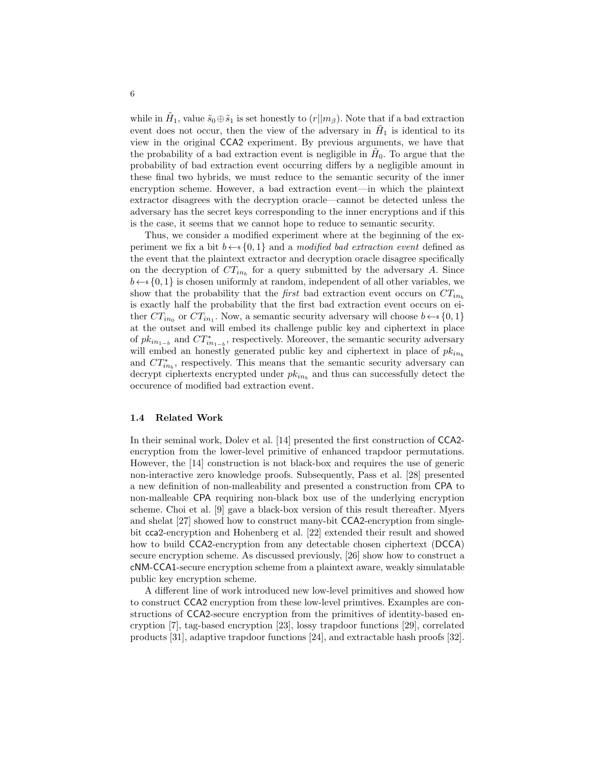while in $\tilde{H}_1$, value $\tilde{s}_0 \oplus \tilde{s}_1$ is set honestly to $(r||m_\beta)$. Note that if a bad extraction event does not occur, then the view of the adversary in $\tilde{H}_1$ is identical to its view in the original CCA2 experiment. By previous arguments, we have that the probability of a bad extraction event is negligible in $\tilde{H}_0$. To argue that the probability of bad extraction event occurring differs by a negligible amount in these final two hybrids, we must reduce to the semantic security of the inner encryption scheme. However, a bad extraction event—in which the plaintext extractor disagrees with the decryption oracle—cannot be detected unless the adversary has the secret keys corresponding to the inner encryptions and if this is the case, it seems that we cannot hope to reduce to semantic security.

Thus, we consider a modified experiment where at the beginning of the experiment we fix a bit $b \leftarrow\$ \{0,1\}$ and a *modified bad extraction event* defined as the event that the plaintext extractor and decryption oracle disagree specifically on the decryption of $CT_{in_b}$ for a query submitted by the adversary $A$. Since $b \leftarrow\$ \{0,1\}$ is chosen uniformly at random, independent of all other variables, we show that the probability that the *first* bad extraction event occurs on $CT_{in_b}$ is exactly half the probability that the first bad extraction event occurs on either $CT_{in_0}$ or $CT_{in_1}$. Now, a semantic security adversary will choose $b \leftarrow\$ \{0,1\}$ at the outset and will embed its challenge public key and ciphertext in place of $pk_{in_{1-b}}$ and $CT^*_{in_{1-b}}$, respectively. Moreover, the semantic security adversary will embed an honestly generated public key and ciphertext in place of $pk_{in_b}$ and $CT^*_{in_b}$, respectively. This means that the semantic security adversary can decrypt ciphertexts encrypted under $pk_{in_b}$ and thus can successfully detect the occurence of modified bad extraction event.

### 1.4 Related Work

In their seminal work, Dolev et al. [14] presented the first construction of CCA2-encryption from the lower-level primitive of enhanced trapdoor permutations. However, the [14] construction is not black-box and requires the use of generic non-interactive zero knowledge proofs. Subsequently, Pass et al. [28] presented a new definition of non-malleability and presented a construction from CPA to non-malleable CPA requiring non-black box use of the underlying encryption scheme. Choi et al. [9] gave a black-box version of this result thereafter. Myers and shelat [27] showed how to construct many-bit CCA2-encryption from single-bit cca2-encryption and Hohenberg et al. [22] extended their result and showed how to build CCA2-encryption from any detectable chosen ciphertext (DCCA) secure encryption scheme. As discussed previously, [26] show how to construct a cNM-CCA1-secure encryption scheme from a plaintext aware, weakly simulatable public key encryption scheme.

A different line of work introduced new low-level primitives and showed how to construct CCA2 encryption from these low-level primtives. Examples are constructions of CCA2-secure encryption from the primitives of identity-based encryption [7], tag-based encryption [23], lossy trapdoor functions [29], correlated products [31], adaptive trapdoor functions [24], and extractable hash proofs [32].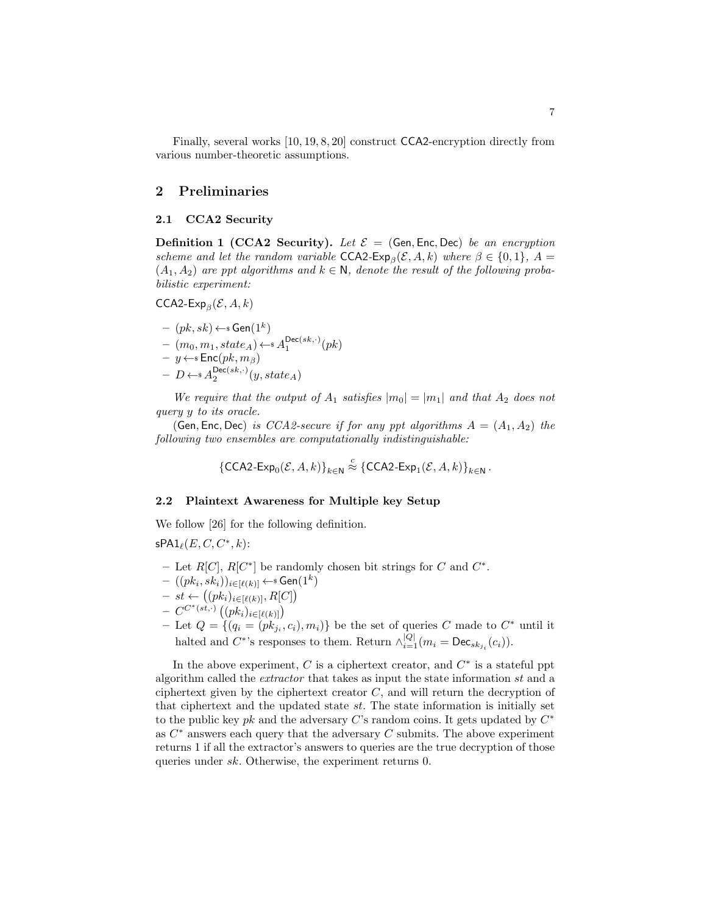Finally, several works [10, 19, 8, 20] construct CCA2-encryption directly from various number-theoretic assumptions.

## 2 Preliminaries

### 2.1 CCA2 Security

**Definition 1 (CCA2 Security).** *Let $\mathcal{E} = (\mathsf{Gen}, \mathsf{Enc}, \mathsf{Dec})$ be an encryption scheme and let the random variable $\mathsf{CCA2\text{-}Exp}_\beta(\mathcal{E}, A, k)$ where $\beta \in \{0,1\}$, $A = (A_1, A_2)$ are ppt algorithms and $k \in \mathsf{N}$, denote the result of the following probabilistic experiment:*

$\mathsf{CCA2\text{-}Exp}_\beta(\mathcal{E}, A, k)$

- $(pk, sk) \leftarrow\$ \mathsf{Gen}(1^k)$
- $(m_0, m_1, state_A) \leftarrow\$ A_1^{\mathsf{Dec}(sk,\cdot)}(pk)$
- $y \leftarrow\$ \mathsf{Enc}(pk, m_\beta)$
- $D \leftarrow\$ A_2^{\mathsf{Dec}(sk,\cdot)}(y, state_A)$

*We require that the output of $A_1$ satisfies $|m_0| = |m_1|$ and that $A_2$ does not query $y$ to its oracle.*

*$(\mathsf{Gen}, \mathsf{Enc}, \mathsf{Dec})$ is CCA2-secure if for any ppt algorithms $A = (A_1, A_2)$ the following two ensembles are computationally indistinguishable:*

$$\{\mathsf{CCA2\text{-}Exp}_0(\mathcal{E}, A, k)\}_{k \in \mathsf{N}} \overset{c}{\approx} \{\mathsf{CCA2\text{-}Exp}_1(\mathcal{E}, A, k)\}_{k \in \mathsf{N}}.$$

### 2.2 Plaintext Awareness for Multiple key Setup

We follow [26] for the following definition.

$\mathsf{sPA1}_\ell(E, C, C^*, k)$:

- Let $R[C]$, $R[C^*]$ be randomly chosen bit strings for $C$ and $C^*$.
- $((pk_i, sk_i))_{i \in [\ell(k)]} \leftarrow\$ \mathsf{Gen}(1^k)$
- $st \leftarrow \left((pk_i)_{i \in [\ell(k)]}, R[C]\right)$
- $C^{C^*(st,\cdot)}\left((pk_i)_{i \in [\ell(k)]}\right)$
- Let $Q = \{(q_i = (pk_{j_i}, c_i), m_i)\}$ be the set of queries $C$ made to $C^*$ until it halted and $C^*$'s responses to them. Return $\wedge_{i=1}^{|Q|}(m_i = \mathsf{Dec}_{sk_{j_i}}(c_i))$.

In the above experiment, $C$ is a ciphertext creator, and $C^*$ is a stateful ppt algorithm called the *extractor* that takes as input the state information $st$ and a ciphertext given by the ciphertext creator $C$, and will return the decryption of that ciphertext and the updated state $st$. The state information is initially set to the public key $pk$ and the adversary $C$'s random coins. It gets updated by $C^*$ as $C^*$ answers each query that the adversary $C$ submits. The above experiment returns 1 if all the extractor's answers to queries are the true decryption of those queries under $sk$. Otherwise, the experiment returns 0.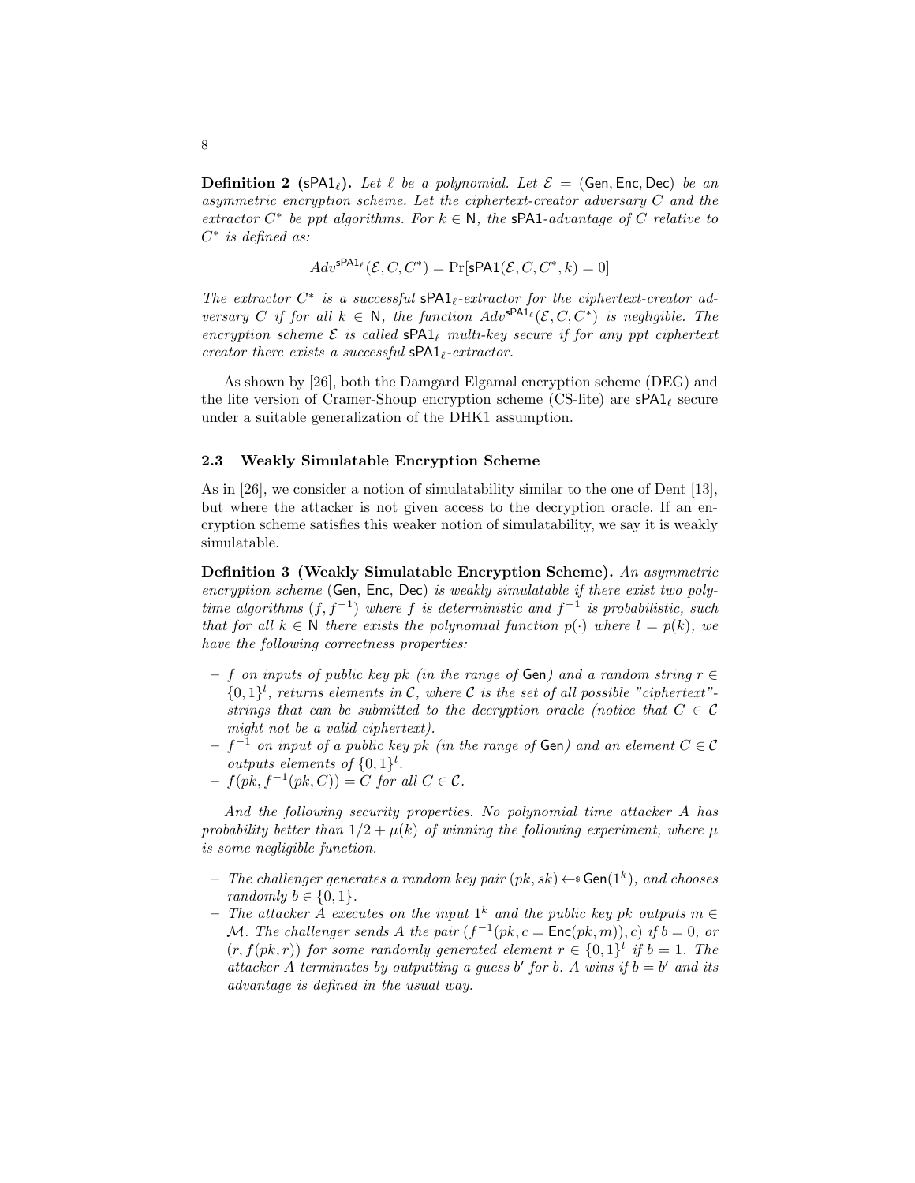**Definition 2** ($\mathsf{sPA1}_\ell$)**.** *Let $\ell$ be a polynomial. Let $\mathcal{E} = (\mathsf{Gen}, \mathsf{Enc}, \mathsf{Dec})$ be an asymmetric encryption scheme. Let the ciphertext-creator adversary $C$ and the extractor $C^*$ be ppt algorithms. For $k \in \mathsf{N}$, the* sPA1*-advantage of $C$ relative to $C^*$ is defined as:*

$$Adv^{\mathsf{sPA1}_\ell}(\mathcal{E}, C, C^*) = \Pr[\mathsf{sPA1}(\mathcal{E}, C, C^*, k) = 0]$$

*The extractor $C^*$ is a successful $\mathsf{sPA1}_\ell$-extractor for the ciphertext-creator adversary $C$ if for all $k \in \mathsf{N}$, the function $Adv^{\mathsf{sPA1}_\ell}(\mathcal{E}, C, C^*)$ is negligible. The encryption scheme $\mathcal{E}$ is called $\mathsf{sPA1}_\ell$ multi-key secure if for any ppt ciphertext creator there exists a successful $\mathsf{sPA1}_\ell$-extractor.*

As shown by [26], both the Damgard Elgamal encryption scheme (DEG) and the lite version of Cramer-Shoup encryption scheme (CS-lite) are $\mathsf{sPA1}_\ell$ secure under a suitable generalization of the DHK1 assumption.

### 2.3 Weakly Simulatable Encryption Scheme

As in [26], we consider a notion of simulatability similar to the one of Dent [13], but where the attacker is not given access to the decryption oracle. If an encryption scheme satisfies this weaker notion of simulatability, we say it is weakly simulatable.

**Definition 3 (Weakly Simulatable Encryption Scheme).** *An asymmetric encryption scheme* ($\mathsf{Gen}$, $\mathsf{Enc}$, $\mathsf{Dec}$) *is weakly simulatable if there exist two poly-time algorithms $(f, f^{-1})$ where $f$ is deterministic and $f^{-1}$ is probabilistic, such that for all $k \in \mathsf{N}$ there exists the polynomial function $p(\cdot)$ where $l = p(k)$, we have the following correctness properties:*

- *$f$ on inputs of public key $pk$ (in the range of* $\mathsf{Gen}$*) and a random string $r \in \{0,1\}^l$, returns elements in $\mathcal{C}$, where $\mathcal{C}$ is the set of all possible "ciphertext"-strings that can be submitted to the decryption oracle (notice that $C \in \mathcal{C}$ might not be a valid ciphertext).*
- *$f^{-1}$ on input of a public key $pk$ (in the range of* $\mathsf{Gen}$*) and an element $C \in \mathcal{C}$ outputs elements of $\{0,1\}^l$.*
- *$f(pk, f^{-1}(pk, C)) = C$ for all $C \in \mathcal{C}$.*

*And the following security properties. No polynomial time attacker $A$ has probability better than $1/2 + \mu(k)$ of winning the following experiment, where $\mu$ is some negligible function.*

- *The challenger generates a random key pair $(pk, sk) \leftarrow\!\!\$\ \mathsf{Gen}(1^k)$, and chooses randomly $b \in \{0,1\}$.*
- *The attacker $A$ executes on the input $1^k$ and the public key $pk$ outputs $m \in \mathcal{M}$. The challenger sends $A$ the pair $(f^{-1}(pk, c = \mathsf{Enc}(pk, m)), c)$ if $b = 0$, or $(r, f(pk, r))$ for some randomly generated element $r \in \{0,1\}^l$ if $b = 1$. The attacker $A$ terminates by outputting a guess $b'$ for $b$. $A$ wins if $b = b'$ and its advantage is defined in the usual way.*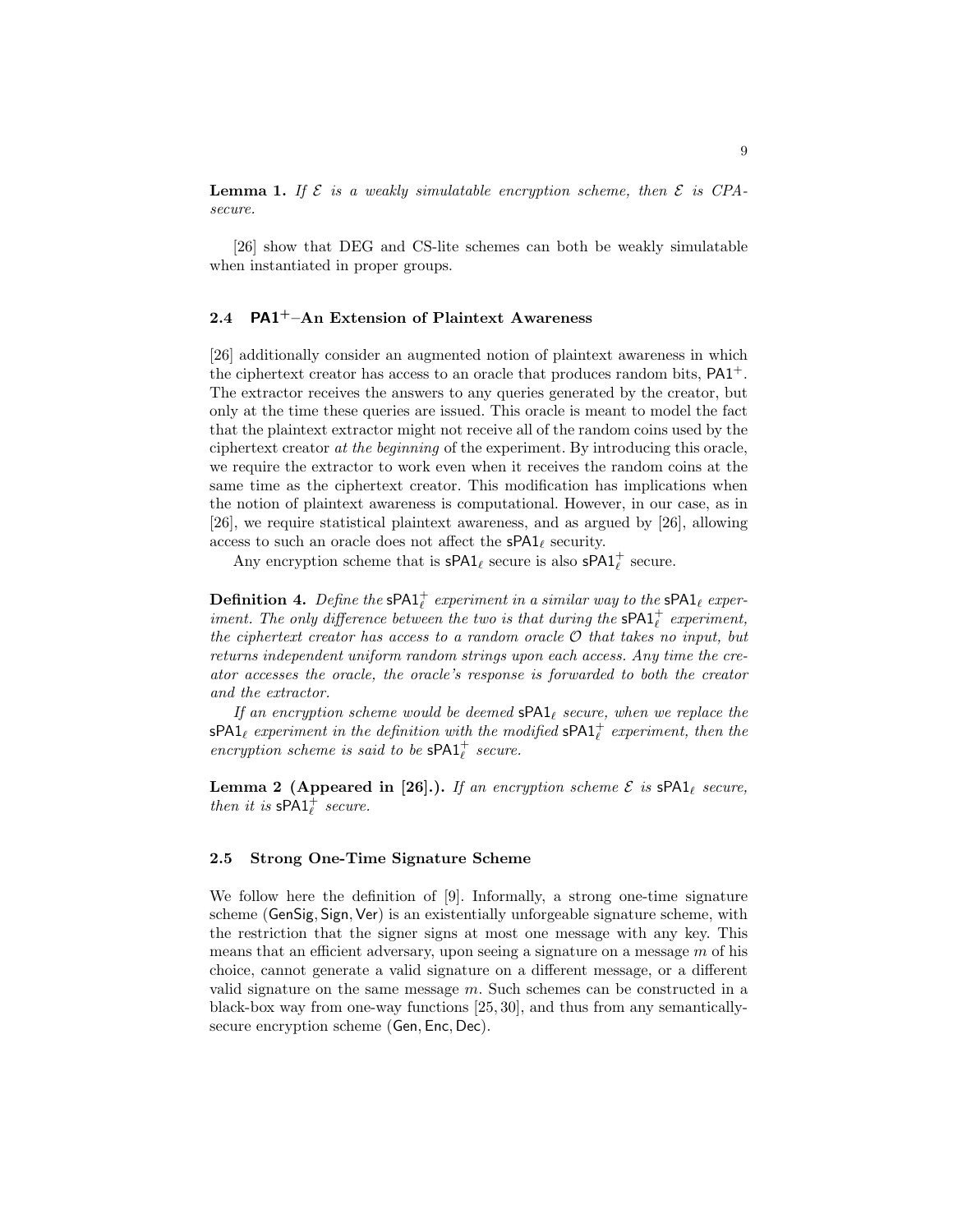**Lemma 1.** *If $\mathcal{E}$ is a weakly simulatable encryption scheme, then $\mathcal{E}$ is CPA-secure.*

[26] show that DEG and CS-lite schemes can both be weakly simulatable when instantiated in proper groups.

### 2.4 $\mathsf{PA1}^+$–An Extension of Plaintext Awareness

[26] additionally consider an augmented notion of plaintext awareness in which the ciphertext creator has access to an oracle that produces random bits, $\mathsf{PA1}^+$. The extractor receives the answers to any queries generated by the creator, but only at the time these queries are issued. This oracle is meant to model the fact that the plaintext extractor might not receive all of the random coins used by the ciphertext creator *at the beginning* of the experiment. By introducing this oracle, we require the extractor to work even when it receives the random coins at the same time as the ciphertext creator. This modification has implications when the notion of plaintext awareness is computational. However, in our case, as in [26], we require statistical plaintext awareness, and as argued by [26], allowing access to such an oracle does not affect the $\mathsf{sPA1}_\ell$ security.

Any encryption scheme that is $\mathsf{sPA1}_\ell$ secure is also $\mathsf{sPA1}^+_\ell$ secure.

**Definition 4.** *Define the $\mathsf{sPA1}^+_\ell$ experiment in a similar way to the $\mathsf{sPA1}_\ell$ experiment. The only difference between the two is that during the $\mathsf{sPA1}^+_\ell$ experiment, the ciphertext creator has access to a random oracle $\mathcal{O}$ that takes no input, but returns independent uniform random strings upon each access. Any time the creator accesses the oracle, the oracle's response is forwarded to both the creator and the extractor.*

*If an encryption scheme would be deemed $\mathsf{sPA1}_\ell$ secure, when we replace the $\mathsf{sPA1}_\ell$ experiment in the definition with the modified $\mathsf{sPA1}^+_\ell$ experiment, then the encryption scheme is said to be $\mathsf{sPA1}^+_\ell$ secure.*

**Lemma 2 (Appeared in [26].).** *If an encryption scheme $\mathcal{E}$ is $\mathsf{sPA1}_\ell$ secure, then it is $\mathsf{sPA1}^+_\ell$ secure.*

### 2.5 Strong One-Time Signature Scheme

We follow here the definition of [9]. Informally, a strong one-time signature scheme ($\mathsf{GenSig}, \mathsf{Sign}, \mathsf{Ver}$) is an existentially unforgeable signature scheme, with the restriction that the signer signs at most one message with any key. This means that an efficient adversary, upon seeing a signature on a message $m$ of his choice, cannot generate a valid signature on a different message, or a different valid signature on the same message $m$. Such schemes can be constructed in a black-box way from one-way functions [25, 30], and thus from any semantically-secure encryption scheme ($\mathsf{Gen}, \mathsf{Enc}, \mathsf{Dec}$).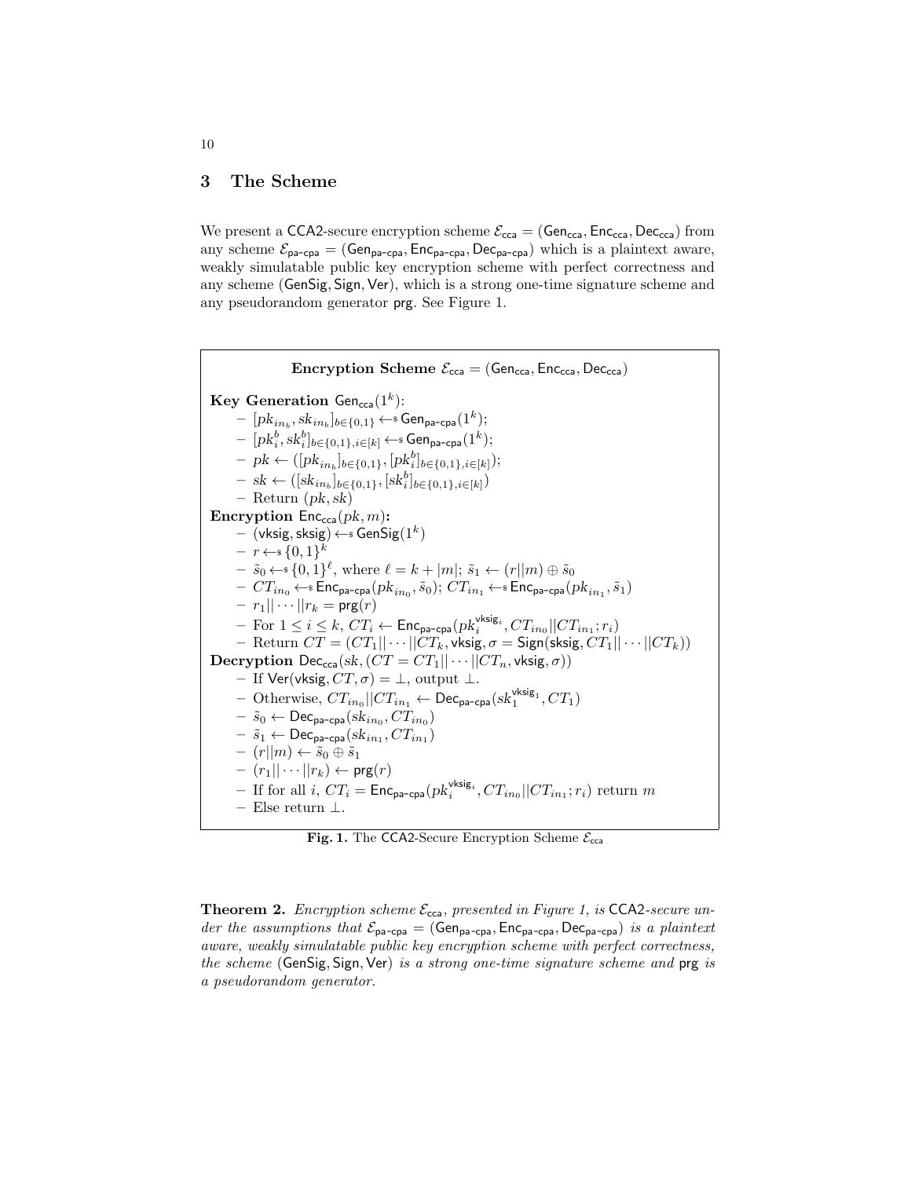## 3 The Scheme

We present a CCA2-secure encryption scheme $\mathcal{E}_{\mathsf{cca}} = (\mathsf{Gen}_{\mathsf{cca}}, \mathsf{Enc}_{\mathsf{cca}}, \mathsf{Dec}_{\mathsf{cca}})$ from any scheme $\mathcal{E}_{\mathsf{pa\text{-}cpa}} = (\mathsf{Gen}_{\mathsf{pa\text{-}cpa}}, \mathsf{Enc}_{\mathsf{pa\text{-}cpa}}, \mathsf{Dec}_{\mathsf{pa\text{-}cpa}})$ which is a plaintext aware, weakly simulatable public key encryption scheme with perfect correctness and any scheme $(\mathsf{GenSig}, \mathsf{Sign}, \mathsf{Ver})$, which is a strong one-time signature scheme and any pseudorandom generator $\mathsf{prg}$. See Figure 1.

**Encryption Scheme** $\mathcal{E}_{\mathsf{cca}} = (\mathsf{Gen}_{\mathsf{cca}}, \mathsf{Enc}_{\mathsf{cca}}, \mathsf{Dec}_{\mathsf{cca}})$

**Key Generation** $\mathsf{Gen}_{\mathsf{cca}}(1^k)$:
- $[pk_{in_b}, sk_{in_b}]_{b\in\{0,1\}} \leftarrow\$ \mathsf{Gen}_{\mathsf{pa\text{-}cpa}}(1^k)$;
- $[pk_i^b, sk_i^b]_{b\in\{0,1\}, i\in[k]} \leftarrow\$ \mathsf{Gen}_{\mathsf{pa\text{-}cpa}}(1^k)$;
- $pk \leftarrow ([pk_{in_b}]_{b\in\{0,1\}}, [pk_i^b]_{b\in\{0,1\}, i\in[k]})$;
- $sk \leftarrow ([sk_{in_b}]_{b\in\{0,1\}}, [sk_i^b]_{b\in\{0,1\}, i\in[k]})$
- Return $(pk, sk)$

**Encryption** $\mathsf{Enc}_{\mathsf{cca}}(pk, m)$**:**
- $(\mathsf{vksig}, \mathsf{sksig}) \leftarrow\$ \mathsf{GenSig}(1^k)$
- $r \leftarrow\$ \{0,1\}^k$
- $\tilde{s}_0 \leftarrow\$ \{0,1\}^\ell$, where $\ell = k + |m|$; $\tilde{s}_1 \leftarrow (r||m) \oplus \tilde{s}_0$
- $CT_{in_0} \leftarrow\$ \mathsf{Enc}_{\mathsf{pa\text{-}cpa}}(pk_{in_0}, \tilde{s}_0)$; $CT_{in_1} \leftarrow\$ \mathsf{Enc}_{\mathsf{pa\text{-}cpa}}(pk_{in_1}, \tilde{s}_1)$
- $r_1||\cdots||r_k = \mathsf{prg}(r)$
- For $1 \le i \le k$, $CT_i \leftarrow \mathsf{Enc}_{\mathsf{pa\text{-}cpa}}(pk_i^{\mathsf{vksig}_i}, CT_{in_0}||CT_{in_1}; r_i)$
- Return $CT = (CT_1||\cdots||CT_k, \mathsf{vksig}, \sigma = \mathsf{Sign}(\mathsf{sksig}, CT_1||\cdots||CT_k))$

**Decryption** $\mathsf{Dec}_{\mathsf{cca}}(sk, (CT = CT_1||\cdots||CT_n, \mathsf{vksig}, \sigma))$
- If $\mathsf{Ver}(\mathsf{vksig}, CT, \sigma) = \bot$, output $\bot$.
- Otherwise, $CT_{in_0}||CT_{in_1} \leftarrow \mathsf{Dec}_{\mathsf{pa\text{-}cpa}}(sk_1^{\mathsf{vksig}_1}, CT_1)$
- $\tilde{s}_0 \leftarrow \mathsf{Dec}_{\mathsf{pa\text{-}cpa}}(sk_{in_0}, CT_{in_0})$
- $\tilde{s}_1 \leftarrow \mathsf{Dec}_{\mathsf{pa\text{-}cpa}}(sk_{in_1}, CT_{in_1})$
- $(r||m) \leftarrow \tilde{s}_0 \oplus \tilde{s}_1$
- $(r_1||\cdots||r_k) \leftarrow \mathsf{prg}(r)$
- If for all $i$, $CT_i = \mathsf{Enc}_{\mathsf{pa\text{-}cpa}}(pk_i^{\mathsf{vksig}_i}, CT_{in_0}||CT_{in_1}; r_i)$ return $m$
- Else return $\bot$.

**Fig. 1.** The CCA2-Secure Encryption Scheme $\mathcal{E}_{\mathsf{cca}}$

**Theorem 2.** *Encryption scheme $\mathcal{E}_{\mathsf{cca}}$, presented in Figure 1, is* CCA2*-secure under the assumptions that $\mathcal{E}_{\mathsf{pa\text{-}cpa}} = (\mathsf{Gen}_{\mathsf{pa\text{-}cpa}}, \mathsf{Enc}_{\mathsf{pa\text{-}cpa}}, \mathsf{Dec}_{\mathsf{pa\text{-}cpa}})$ is a plaintext aware, weakly simulatable public key encryption scheme with perfect correctness, the scheme $(\mathsf{GenSig}, \mathsf{Sign}, \mathsf{Ver})$ is a strong one-time signature scheme and* $\mathsf{prg}$ *is a pseudorandom generator.*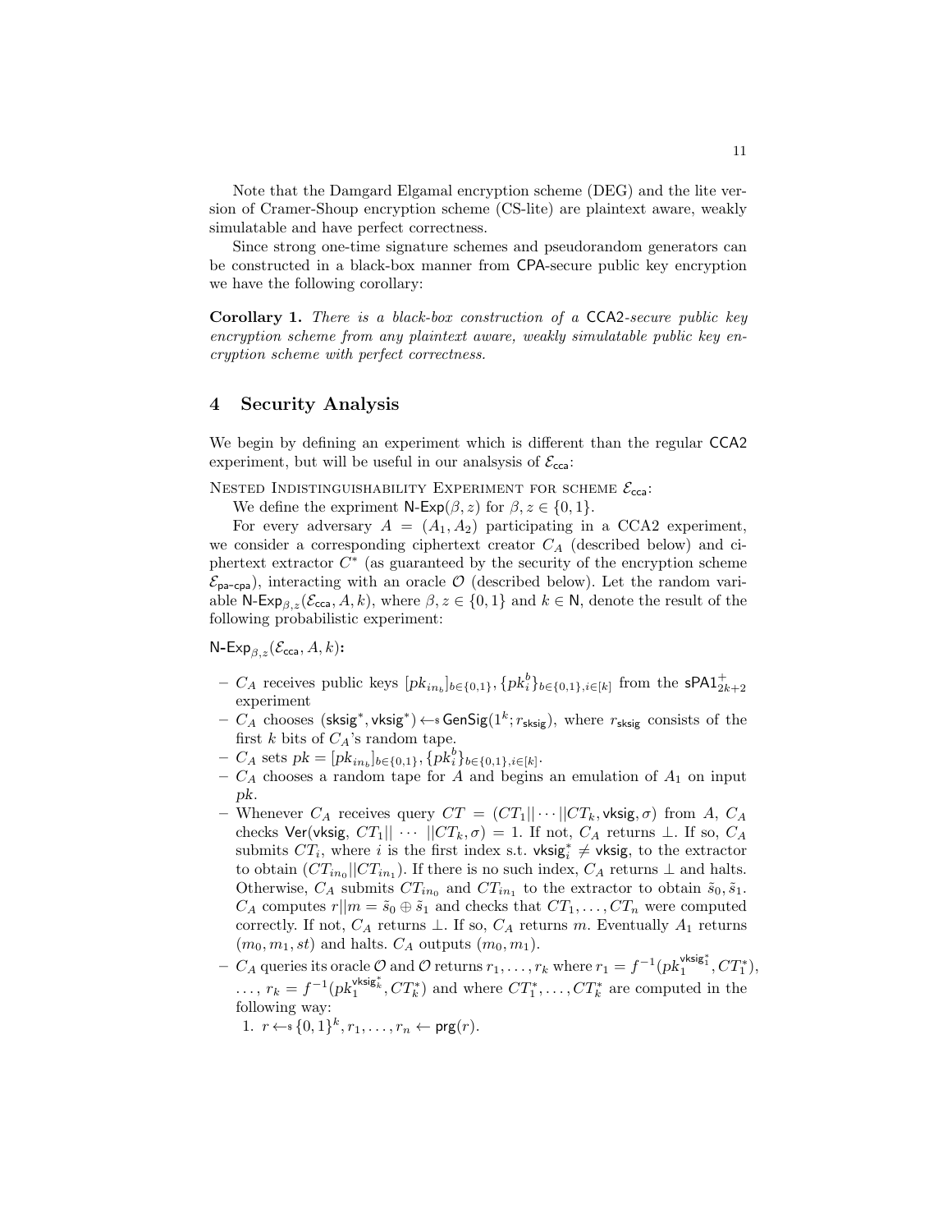Note that the Damgard Elgamal encryption scheme (DEG) and the lite version of Cramer-Shoup encryption scheme (CS-lite) are plaintext aware, weakly simulatable and have perfect correctness.

Since strong one-time signature schemes and pseudorandom generators can be constructed in a black-box manner from CPA-secure public key encryption we have the following corollary:

**Corollary 1.** *There is a black-box construction of a* CCA2*-secure public key encryption scheme from any plaintext aware, weakly simulatable public key encryption scheme with perfect correctness.*

## 4 Security Analysis

We begin by defining an experiment which is different than the regular CCA2 experiment, but will be useful in our analsysis of $\mathcal{E}_{\mathsf{cca}}$:

NESTED INDISTINGUISHABILITY EXPERIMENT FOR SCHEME $\mathcal{E}_{\mathsf{cca}}$:

We define the expriment $\mathsf{N}\text{-}\mathsf{Exp}(\beta, z)$ for $\beta, z \in \{0, 1\}$.

For every adversary $A = (A_1, A_2)$ participating in a CCA2 experiment, we consider a corresponding ciphertext creator $C_A$ (described below) and ciphertext extractor $C^*$ (as guaranteed by the security of the encryption scheme $\mathcal{E}_{\mathsf{pa\text{-}cpa}}$), interacting with an oracle $\mathcal{O}$ (described below). Let the random variable $\mathsf{N}\text{-}\mathsf{Exp}_{\beta,z}(\mathcal{E}_{\mathsf{cca}}, A, k)$, where $\beta, z \in \{0, 1\}$ and $k \in \mathsf{N}$, denote the result of the following probabilistic experiment:

$\mathsf{N}\text{-}\mathsf{Exp}_{\beta,z}(\mathcal{E}_{\mathsf{cca}}, A, k)$**:**

- $C_A$ receives public keys $[pk_{in_b}]_{b\in\{0,1\}}, \{pk_i^b\}_{b\in\{0,1\},i\in[k]}$ from the $\mathsf{sPA1}^+_{2k+2}$ experiment
- $C_A$ chooses $(\mathsf{sksig}^*, \mathsf{vksig}^*) \leftarrow\!\!\$\ \mathsf{GenSig}(1^k; r_{\mathsf{sksig}})$, where $r_{\mathsf{sksig}}$ consists of the first $k$ bits of $C_A$'s random tape.
- $C_A$ sets $pk = [pk_{in_b}]_{b\in\{0,1\}}, \{pk_i^b\}_{b\in\{0,1\},i\in[k]}$.
- $C_A$ chooses a random tape for $A$ and begins an emulation of $A_1$ on input $pk$.
- Whenever $C_A$ receives query $CT = (CT_1||\cdots||CT_k, \mathsf{vksig}, \sigma)$ from $A$, $C_A$ checks $\mathsf{Ver}(\mathsf{vksig}, CT_1||\cdots||CT_k, \sigma) = 1$. If not, $C_A$ returns $\perp$. If so, $C_A$ submits $CT_i$, where $i$ is the first index s.t. $\mathsf{vksig}_i^* \neq \mathsf{vksig}$, to the extractor to obtain $(CT_{in_0}||CT_{in_1})$. If there is no such index, $C_A$ returns $\perp$ and halts. Otherwise, $C_A$ submits $CT_{in_0}$ and $CT_{in_1}$ to the extractor to obtain $\tilde{s}_0, \tilde{s}_1$. $C_A$ computes $r||m = \tilde{s}_0 \oplus \tilde{s}_1$ and checks that $CT_1, \ldots, CT_n$ were computed correctly. If not, $C_A$ returns $\perp$. If so, $C_A$ returns $m$. Eventually $A_1$ returns $(m_0, m_1, st)$ and halts. $C_A$ outputs $(m_0, m_1)$.
- $C_A$ queries its oracle $\mathcal{O}$ and $\mathcal{O}$ returns $r_1, \ldots, r_k$ where $r_1 = f^{-1}(pk_1^{\mathsf{vksig}_1^*}, CT_1^*)$, $\ldots$, $r_k = f^{-1}(pk_1^{\mathsf{vksig}_k^*}, CT_k^*)$ and where $CT_1^*, \ldots, CT_k^*$ are computed in the following way:
  1. $r \leftarrow\!\!\$\ \{0,1\}^k, r_1, \ldots, r_n \leftarrow \mathsf{prg}(r)$.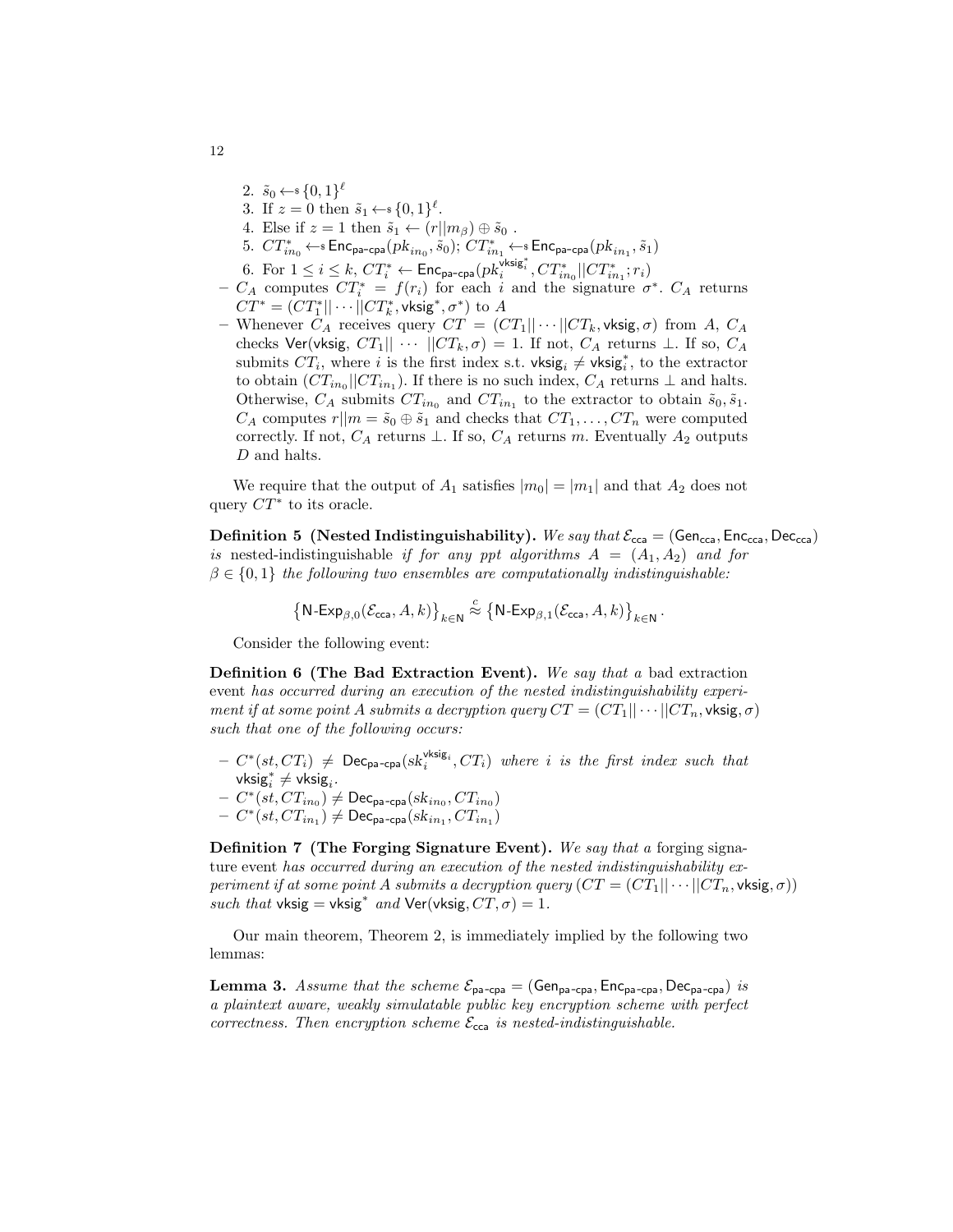2. $\tilde{s}_0 \leftarrow_\$ \{0,1\}^\ell$
3. If $z = 0$ then $\tilde{s}_1 \leftarrow_\$ \{0,1\}^\ell$.
4. Else if $z = 1$ then $\tilde{s}_1 \leftarrow (r||m_\beta) \oplus \tilde{s}_0$ .
5. $CT^*_{in_0} \leftarrow_\$ \mathsf{Enc}_{\mathsf{pa\text{-}cpa}}(pk_{in_0}, \tilde{s}_0)$; $CT^*_{in_1} \leftarrow_\$ \mathsf{Enc}_{\mathsf{pa\text{-}cpa}}(pk_{in_1}, \tilde{s}_1)$
6. For $1 \leq i \leq k$, $CT^*_i \leftarrow \mathsf{Enc}_{\mathsf{pa\text{-}cpa}}(pk_i^{\mathsf{vksig}^*_i}, CT^*_{in_0}||CT^*_{in_1}; r_i)$

- $C_A$ computes $CT^*_i = f(r_i)$ for each $i$ and the signature $\sigma^*$. $C_A$ returns $CT^* = (CT^*_1||\cdots||CT^*_k, \mathsf{vksig}^*, \sigma^*)$ to $A$
- Whenever $C_A$ receives query $CT = (CT_1||\cdots||CT_k, \mathsf{vksig}, \sigma)$ from $A$, $C_A$ checks $\mathsf{Ver}(\mathsf{vksig}, CT_1|| \cdots ||CT_k, \sigma) = 1$. If not, $C_A$ returns $\perp$. If so, $C_A$ submits $CT_i$, where $i$ is the first index s.t. $\mathsf{vksig}_i \neq \mathsf{vksig}^*_i$, to the extractor to obtain $(CT_{in_0}||CT_{in_1})$. If there is no such index, $C_A$ returns $\perp$ and halts. Otherwise, $C_A$ submits $CT_{in_0}$ and $CT_{in_1}$ to the extractor to obtain $\tilde{s}_0, \tilde{s}_1$. $C_A$ computes $r||m = \tilde{s}_0 \oplus \tilde{s}_1$ and checks that $CT_1, \ldots, CT_n$ were computed correctly. If not, $C_A$ returns $\perp$. If so, $C_A$ returns $m$. Eventually $A_2$ outputs $D$ and halts.

We require that the output of $A_1$ satisfies $|m_0| = |m_1|$ and that $A_2$ does not query $CT^*$ to its oracle.

**Definition 5 (Nested Indistinguishability).** *We say that $\mathcal{E}_{\mathsf{cca}} = (\mathsf{Gen}_{\mathsf{cca}}, \mathsf{Enc}_{\mathsf{cca}}, \mathsf{Dec}_{\mathsf{cca}})$ is* nested-indistinguishable *if for any ppt algorithms $A = (A_1, A_2)$ and for $\beta \in \{0,1\}$ the following two ensembles are computationally indistinguishable:*

$$\left\{\mathsf{N\text{-}Exp}_{\beta,0}(\mathcal{E}_{\mathsf{cca}}, A, k)\right\}_{k\in\mathsf{N}} \overset{c}{\approx} \left\{\mathsf{N\text{-}Exp}_{\beta,1}(\mathcal{E}_{\mathsf{cca}}, A, k)\right\}_{k\in\mathsf{N}}.$$

Consider the following event:

**Definition 6 (The Bad Extraction Event).** *We say that a* bad extraction event *has occurred during an execution of the nested indistinguishability experiment if at some point $A$ submits a decryption query $CT = (CT_1||\cdots||CT_n, \mathsf{vksig}, \sigma)$ such that one of the following occurs:*

- $C^*(st, CT_i) \neq \mathsf{Dec}_{\mathsf{pa\text{-}cpa}}(sk_i^{\mathsf{vksig}_i}, CT_i)$ *where $i$ is the first index such that $\mathsf{vksig}^*_i \neq \mathsf{vksig}_i$.*
- $C^*(st, CT_{in_0}) \neq \mathsf{Dec}_{\mathsf{pa\text{-}cpa}}(sk_{in_0}, CT_{in_0})$
- $C^*(st, CT_{in_1}) \neq \mathsf{Dec}_{\mathsf{pa\text{-}cpa}}(sk_{in_1}, CT_{in_1})$

**Definition 7 (The Forging Signature Event).** *We say that a* forging signature event *has occurred during an execution of the nested indistinguishability experiment if at some point $A$ submits a decryption query $(CT = (CT_1||\cdots||CT_n, \mathsf{vksig}, \sigma))$ such that $\mathsf{vksig} = \mathsf{vksig}^*$ and $\mathsf{Ver}(\mathsf{vksig}, CT, \sigma) = 1$.*

Our main theorem, Theorem 2, is immediately implied by the following two lemmas:

**Lemma 3.** *Assume that the scheme $\mathcal{E}_{\mathsf{pa\text{-}cpa}} = (\mathsf{Gen}_{\mathsf{pa\text{-}cpa}}, \mathsf{Enc}_{\mathsf{pa\text{-}cpa}}, \mathsf{Dec}_{\mathsf{pa\text{-}cpa}})$ is a plaintext aware, weakly simulatable public key encryption scheme with perfect correctness. Then encryption scheme $\mathcal{E}_{\mathsf{cca}}$ is nested-indistinguishable.*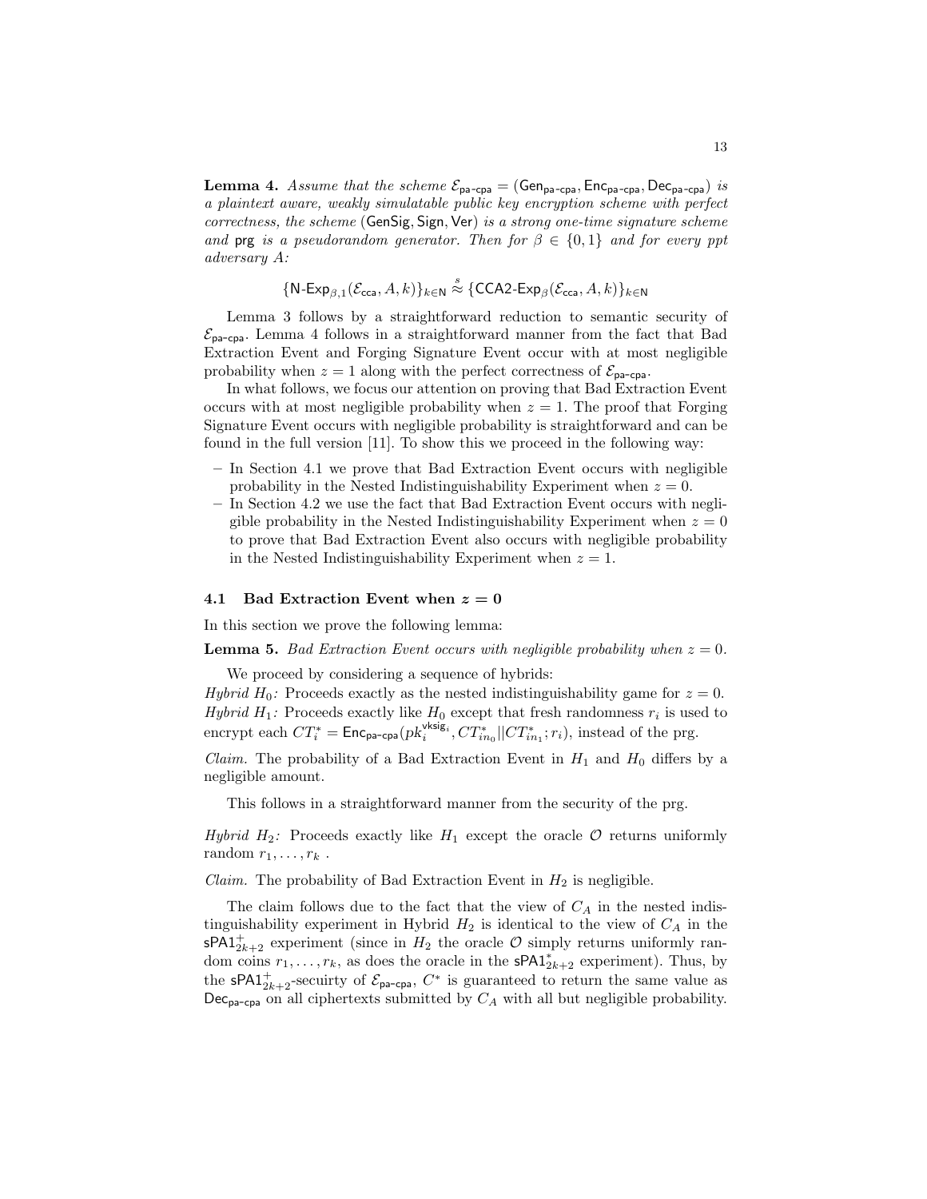**Lemma 4.** *Assume that the scheme $\mathcal{E}_{\mathsf{pa\text{-}cpa}} = (\mathsf{Gen}_{\mathsf{pa\text{-}cpa}}, \mathsf{Enc}_{\mathsf{pa\text{-}cpa}}, \mathsf{Dec}_{\mathsf{pa\text{-}cpa}})$ is a plaintext aware, weakly simulatable public key encryption scheme with perfect correctness, the scheme $(\mathsf{GenSig}, \mathsf{Sign}, \mathsf{Ver})$ is a strong one-time signature scheme and $\mathsf{prg}$ is a pseudorandom generator. Then for $\beta \in \{0,1\}$ and for every ppt adversary $A$:*

$$\{\mathsf{N\text{-}Exp}_{\beta,1}(\mathcal{E}_{\mathsf{cca}}, A, k)\}_{k \in \mathsf{N}} \overset{s}{\approx} \{\mathsf{CCA2\text{-}Exp}_{\beta}(\mathcal{E}_{\mathsf{cca}}, A, k)\}_{k \in \mathsf{N}}$$

Lemma 3 follows by a straightforward reduction to semantic security of $\mathcal{E}_{\mathsf{pa\text{-}cpa}}$. Lemma 4 follows in a straightforward manner from the fact that Bad Extraction Event and Forging Signature Event occur with at most negligible probability when $z = 1$ along with the perfect correctness of $\mathcal{E}_{\mathsf{pa\text{-}cpa}}$.

In what follows, we focus our attention on proving that Bad Extraction Event occurs with at most negligible probability when $z = 1$. The proof that Forging Signature Event occurs with negligible probability is straightforward and can be found in the full version [11]. To show this we proceed in the following way:

- In Section 4.1 we prove that Bad Extraction Event occurs with negligible probability in the Nested Indistinguishability Experiment when $z = 0$.
- In Section 4.2 we use the fact that Bad Extraction Event occurs with negligible probability in the Nested Indistinguishability Experiment when $z = 0$ to prove that Bad Extraction Event also occurs with negligible probability in the Nested Indistinguishability Experiment when $z = 1$.

### 4.1 Bad Extraction Event when $z = 0$

In this section we prove the following lemma:

**Lemma 5.** *Bad Extraction Event occurs with negligible probability when $z = 0$.*

We proceed by considering a sequence of hybrids:

*Hybrid $H_0$:* Proceeds exactly as the nested indistinguishability game for $z = 0$.

*Hybrid $H_1$:* Proceeds exactly like $H_0$ except that fresh randomness $r_i$ is used to encrypt each $CT_i^* = \mathsf{Enc}_{\mathsf{pa\text{-}cpa}}(pk_i^{\mathsf{vksig}_i}, CT^*_{in_0} || CT^*_{in_1}; r_i)$, instead of the prg.

*Claim.* The probability of a Bad Extraction Event in $H_1$ and $H_0$ differs by a negligible amount.

This follows in a straightforward manner from the security of the prg.

*Hybrid $H_2$:* Proceeds exactly like $H_1$ except the oracle $\mathcal{O}$ returns uniformly random $r_1, \ldots, r_k$ .

*Claim.* The probability of Bad Extraction Event in $H_2$ is negligible.

The claim follows due to the fact that the view of $C_A$ in the nested indistinguishability experiment in Hybrid $H_2$ is identical to the view of $C_A$ in the $\mathsf{sPA1}^{+}_{2k+2}$ experiment (since in $H_2$ the oracle $\mathcal{O}$ simply returns uniformly random coins $r_1, \ldots, r_k$, as does the oracle in the $\mathsf{sPA1}^{*}_{2k+2}$ experiment). Thus, by the $\mathsf{sPA1}^{+}_{2k+2}$-secuirty of $\mathcal{E}_{\mathsf{pa\text{-}cpa}}$, $C^*$ is guaranteed to return the same value as $\mathsf{Dec}_{\mathsf{pa\text{-}cpa}}$ on all ciphertexts submitted by $C_A$ with all but negligible probability.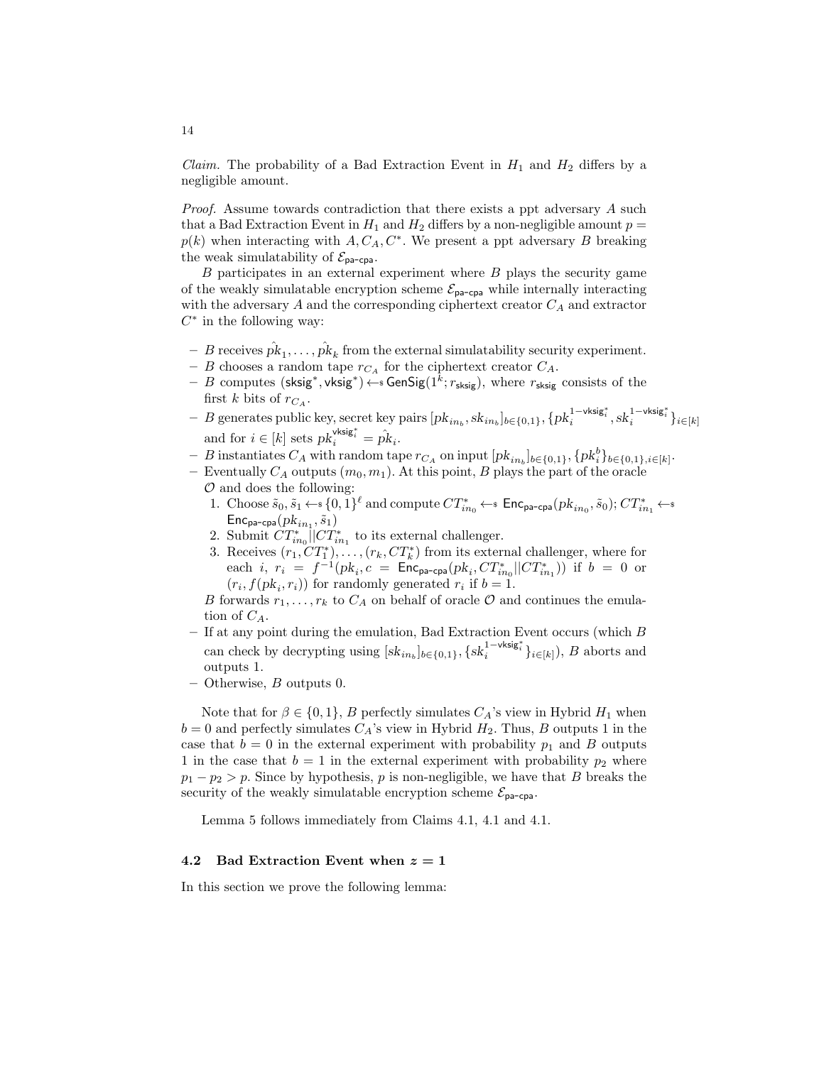*Claim.* The probability of a Bad Extraction Event in $H_1$ and $H_2$ differs by a negligible amount.

*Proof.* Assume towards contradiction that there exists a ppt adversary $A$ such that a Bad Extraction Event in $H_1$ and $H_2$ differs by a non-negligible amount $p = p(k)$ when interacting with $A, C_A, C^*$. We present a ppt adversary $B$ breaking the weak simulatability of $\mathcal{E}_{\mathsf{pa\text{-}cpa}}$.

$B$ participates in an external experiment where $B$ plays the security game of the weakly simulatable encryption scheme $\mathcal{E}_{\mathsf{pa\text{-}cpa}}$ while internally interacting with the adversary $A$ and the corresponding ciphertext creator $C_A$ and extractor $C^*$ in the following way:

- $B$ receives $\hat{pk}_1, \ldots, \hat{pk}_k$ from the external simulatability security experiment.
- $B$ chooses a random tape $r_{C_A}$ for the ciphertext creator $C_A$.
- $B$ computes $(\mathsf{sksig}^*, \mathsf{vksig}^*) \leftarrow\$ \mathsf{GenSig}(1^k; r_{\mathsf{sksig}})$, where $r_{\mathsf{sksig}}$ consists of the first $k$ bits of $r_{C_A}$.
- $B$ generates public key, secret key pairs $[pk_{in_b}, sk_{in_b}]_{b\in\{0,1\}}, \{pk_i^{1-\mathsf{vksig}_i^*}, sk_i^{1-\mathsf{vksig}_i^*}\}_{i\in[k]}$ and for $i \in [k]$ sets $pk_i^{\mathsf{vksig}_i^*} = \hat{pk}_i$.
- $B$ instantiates $C_A$ with random tape $r_{C_A}$ on input $[pk_{in_b}]_{b\in\{0,1\}}, \{pk_i^b\}_{b\in\{0,1\},i\in[k]}$.
- Eventually $C_A$ outputs $(m_0, m_1)$. At this point, $B$ plays the part of the oracle $\mathcal{O}$ and does the following:
  1. Choose $\tilde{s}_0, \tilde{s}_1 \leftarrow\$ \{0,1\}^\ell$ and compute $CT_{in_0}^* \leftarrow\$ \mathsf{Enc}_{\mathsf{pa\text{-}cpa}}(pk_{in_0}, \tilde{s}_0)$; $CT_{in_1}^* \leftarrow\$ \mathsf{Enc}_{\mathsf{pa\text{-}cpa}}(pk_{in_1}, \tilde{s}_1)$
  2. Submit $CT_{in_0}^* || CT_{in_1}^*$ to its external challenger.
  3. Receives $(r_1, CT_1^*), \ldots, (r_k, CT_k^*)$ from its external challenger, where for each $i$, $r_i = f^{-1}(pk_i, c = \mathsf{Enc}_{\mathsf{pa\text{-}cpa}}(pk_i, CT_{in_0}^* || CT_{in_1}^*))$ if $b = 0$ or $(r_i, f(pk_i, r_i))$ for randomly generated $r_i$ if $b = 1$.

  $B$ forwards $r_1, \ldots, r_k$ to $C_A$ on behalf of oracle $\mathcal{O}$ and continues the emulation of $C_A$.
- If at any point during the emulation, Bad Extraction Event occurs (which $B$ can check by decrypting using $[sk_{in_b}]_{b\in\{0,1\}}, \{sk_i^{1-\mathsf{vksig}_i^*}\}_{i\in[k]}$), $B$ aborts and outputs 1.
- Otherwise, $B$ outputs 0.

Note that for $\beta \in \{0,1\}$, $B$ perfectly simulates $C_A$'s view in Hybrid $H_1$ when $b = 0$ and perfectly simulates $C_A$'s view in Hybrid $H_2$. Thus, $B$ outputs 1 in the case that $b = 0$ in the external experiment with probability $p_1$ and $B$ outputs 1 in the case that $b = 1$ in the external experiment with probability $p_2$ where $p_1 - p_2 > p$. Since by hypothesis, $p$ is non-negligible, we have that $B$ breaks the security of the weakly simulatable encryption scheme $\mathcal{E}_{\mathsf{pa\text{-}cpa}}$.

Lemma 5 follows immediately from Claims 4.1, 4.1 and 4.1.

### 4.2 Bad Extraction Event when $z = 1$

In this section we prove the following lemma: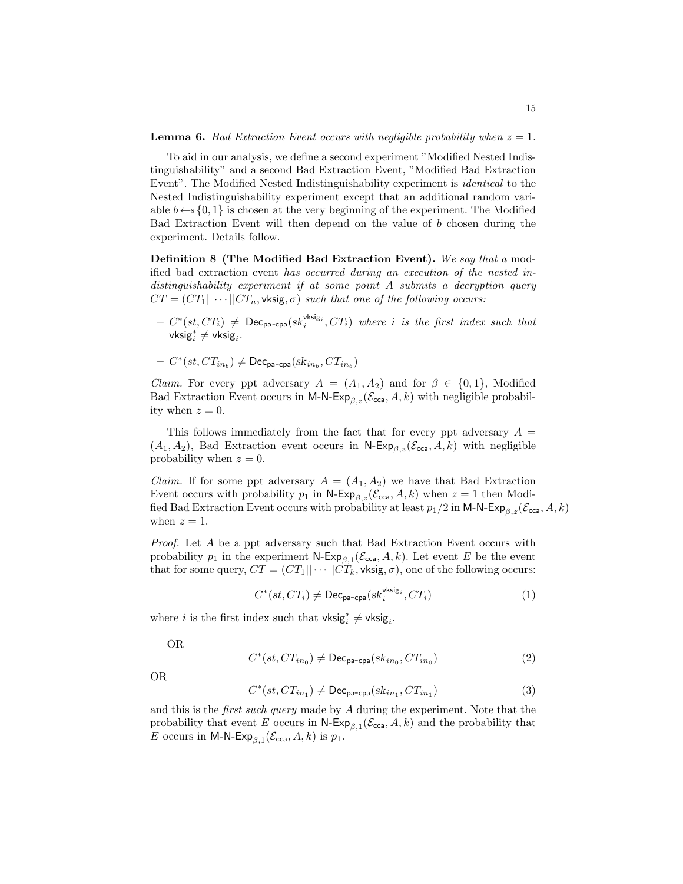**Lemma 6.** *Bad Extraction Event occurs with negligible probability when $z = 1$.*

To aid in our analysis, we define a second experiment "Modified Nested Indistinguishability" and a second Bad Extraction Event, "Modified Bad Extraction Event". The Modified Nested Indistinguishability experiment is *identical* to the Nested Indistinguishability experiment except that an additional random variable $b \leftarrow\!\!\$ \{0,1\}$ is chosen at the very beginning of the experiment. The Modified Bad Extraction Event will then depend on the value of $b$ chosen during the experiment. Details follow.

**Definition 8 (The Modified Bad Extraction Event).** *We say that a* modified bad extraction event *has occurred during an execution of the nested indistinguishability experiment if at some point $A$ submits a decryption query $CT = (CT_1||\cdots||CT_n, \mathsf{vksig}, \sigma)$ such that one of the following occurs:*

- $C^*(st, CT_i) \neq \mathsf{Dec}_{\mathsf{pa\text{-}cpa}}(sk_i^{\mathsf{vksig}_i}, CT_i)$ *where $i$ is the first index such that* $\mathsf{vksig}_i^* \neq \mathsf{vksig}_i$.
- $C^*(st, CT_{in_b}) \neq \mathsf{Dec}_{\mathsf{pa\text{-}cpa}}(sk_{in_b}, CT_{in_b})$

*Claim.* For every ppt adversary $A = (A_1, A_2)$ and for $\beta \in \{0,1\}$, Modified Bad Extraction Event occurs in $\mathsf{M\text{-}N\text{-}Exp}_{\beta,z}(\mathcal{E}_{\mathsf{cca}}, A, k)$ with negligible probability when $z = 0$.

This follows immediately from the fact that for every ppt adversary $A = (A_1, A_2)$, Bad Extraction event occurs in $\mathsf{N\text{-}Exp}_{\beta,z}(\mathcal{E}_{\mathsf{cca}}, A, k)$ with negligible probability when $z = 0$.

*Claim.* If for some ppt adversary $A = (A_1, A_2)$ we have that Bad Extraction Event occurs with probability $p_1$ in $\mathsf{N\text{-}Exp}_{\beta,z}(\mathcal{E}_{\mathsf{cca}}, A, k)$ when $z = 1$ then Modified Bad Extraction Event occurs with probability at least $p_1/2$ in $\mathsf{M\text{-}N\text{-}Exp}_{\beta,z}(\mathcal{E}_{\mathsf{cca}}, A, k)$ when $z = 1$.

*Proof.* Let $A$ be a ppt adversary such that Bad Extraction Event occurs with probability $p_1$ in the experiment $\mathsf{N\text{-}Exp}_{\beta,1}(\mathcal{E}_{\mathsf{cca}}, A, k)$. Let event $E$ be the event that for some query, $CT = (CT_1||\cdots||CT_k, \mathsf{vksig}, \sigma)$, one of the following occurs:

$$C^*(st, CT_i) \neq \mathsf{Dec}_{\mathsf{pa\text{-}cpa}}(sk_i^{\mathsf{vksig}_i}, CT_i) \tag{1}$$

where $i$ is the first index such that $\mathsf{vksig}_i^* \neq \mathsf{vksig}_i$.

OR

$$C^*(st, CT_{in_0}) \neq \mathsf{Dec}_{\mathsf{pa\text{-}cpa}}(sk_{in_0}, CT_{in_0}) \tag{2}$$

OR

$$C^*(st, CT_{in_1}) \neq \mathsf{Dec}_{\mathsf{pa\text{-}cpa}}(sk_{in_1}, CT_{in_1}) \tag{3}$$

and this is the *first such query* made by $A$ during the experiment. Note that the probability that event $E$ occurs in $\mathsf{N\text{-}Exp}_{\beta,1}(\mathcal{E}_{\mathsf{cca}}, A, k)$ and the probability that $E$ occurs in $\mathsf{M\text{-}N\text{-}Exp}_{\beta,1}(\mathcal{E}_{\mathsf{cca}}, A, k)$ is $p_1$.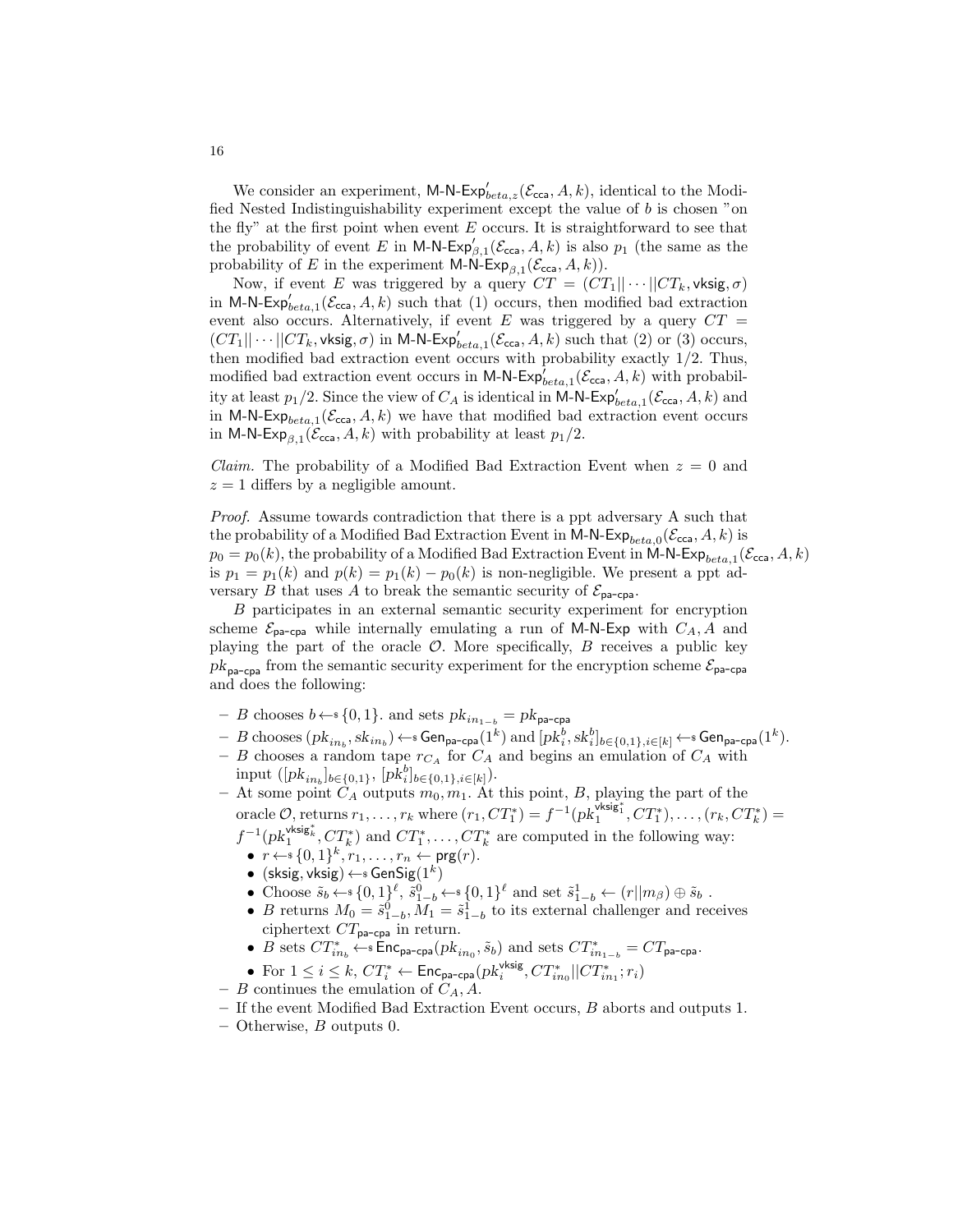We consider an experiment, $\mathsf{M\text{-}N\text{-}Exp}'_{beta,z}(\mathcal{E}_{\mathsf{cca}}, A, k)$, identical to the Modified Nested Indistinguishability experiment except the value of $b$ is chosen "on the fly" at the first point when event $E$ occurs. It is straightforward to see that the probability of event $E$ in $\mathsf{M\text{-}N\text{-}Exp}'_{\beta,1}(\mathcal{E}_{\mathsf{cca}}, A, k)$ is also $p_1$ (the same as the probability of $E$ in the experiment $\mathsf{M\text{-}N\text{-}Exp}_{\beta,1}(\mathcal{E}_{\mathsf{cca}}, A, k)$).

Now, if event $E$ was triggered by a query $CT = (CT_1||\cdots||CT_k, \mathsf{vksig}, \sigma)$ in $\mathsf{M\text{-}N\text{-}Exp}'_{beta,1}(\mathcal{E}_{\mathsf{cca}}, A, k)$ such that (1) occurs, then modified bad extraction event also occurs. Alternatively, if event $E$ was triggered by a query $CT = (CT_1||\cdots||CT_k, \mathsf{vksig}, \sigma)$ in $\mathsf{M\text{-}N\text{-}Exp}'_{beta,1}(\mathcal{E}_{\mathsf{cca}}, A, k)$ such that (2) or (3) occurs, then modified bad extraction event occurs with probability exactly 1/2. Thus, modified bad extraction event occurs in $\mathsf{M\text{-}N\text{-}Exp}'_{beta,1}(\mathcal{E}_{\mathsf{cca}}, A, k)$ with probability at least $p_1/2$. Since the view of $C_A$ is identical in $\mathsf{M\text{-}N\text{-}Exp}'_{beta,1}(\mathcal{E}_{\mathsf{cca}}, A, k)$ and in $\mathsf{M\text{-}N\text{-}Exp}_{beta,1}(\mathcal{E}_{\mathsf{cca}}, A, k)$ we have that modified bad extraction event occurs in $\mathsf{M\text{-}N\text{-}Exp}_{\beta,1}(\mathcal{E}_{\mathsf{cca}}, A, k)$ with probability at least $p_1/2$.

*Claim.* The probability of a Modified Bad Extraction Event when $z = 0$ and $z = 1$ differs by a negligible amount.

*Proof.* Assume towards contradiction that there is a ppt adversary A such that the probability of a Modified Bad Extraction Event in $\mathsf{M\text{-}N\text{-}Exp}_{beta,0}(\mathcal{E}_{\mathsf{cca}}, A, k)$ is $p_0 = p_0(k)$, the probability of a Modified Bad Extraction Event in $\mathsf{M\text{-}N\text{-}Exp}_{beta,1}(\mathcal{E}_{\mathsf{cca}}, A, k)$ is $p_1 = p_1(k)$ and $p(k) = p_1(k) - p_0(k)$ is non-negligible. We present a ppt adversary $B$ that uses $A$ to break the semantic security of $\mathcal{E}_{\mathsf{pa\text{-}cpa}}$.

$B$ participates in an external semantic security experiment for encryption scheme $\mathcal{E}_{\mathsf{pa\text{-}cpa}}$ while internally emulating a run of $\mathsf{M\text{-}N\text{-}Exp}$ with $C_A, A$ and playing the part of the oracle $\mathcal{O}$. More specifically, $B$ receives a public key $pk_{\mathsf{pa\text{-}cpa}}$ from the semantic security experiment for the encryption scheme $\mathcal{E}_{\mathsf{pa\text{-}cpa}}$ and does the following:

- $B$ chooses $b \leftarrow_\$ \{0,1\}$. and sets $pk_{in_{1-b}} = pk_{\mathsf{pa\text{-}cpa}}$
- $B$ chooses $(pk_{in_b}, sk_{in_b}) \leftarrow_\$ \mathsf{Gen}_{\mathsf{pa\text{-}cpa}}(1^k)$ and $[pk_i^b, sk_i^b]_{b\in\{0,1\}, i\in[k]} \leftarrow_\$ \mathsf{Gen}_{\mathsf{pa\text{-}cpa}}(1^k)$.
- $B$ chooses a random tape $r_{C_A}$ for $C_A$ and begins an emulation of $C_A$ with input $([pk_{in_b}]_{b\in\{0,1\}}, [pk_i^b]_{b\in\{0,1\}, i\in[k]})$.
- At some point $C_A$ outputs $m_0, m_1$. At this point, $B$, playing the part of the oracle $\mathcal{O}$, returns $r_1, \ldots, r_k$ where $(r_1, CT_1^*) = f^{-1}(pk_1^{\mathsf{vksig}_1^*}, CT_1^*), \ldots, (r_k, CT_k^*) = f^{-1}(pk_1^{\mathsf{vksig}_k^*}, CT_k^*)$ and $CT_1^*, \ldots, CT_k^*$ are computed in the following way:
  - $r \leftarrow_\$ \{0,1\}^k, r_1, \ldots, r_n \leftarrow \mathsf{prg}(r)$.
  - $(\mathsf{sksig}, \mathsf{vksig}) \leftarrow_\$ \mathsf{GenSig}(1^k)$
  - Choose $\tilde{s}_b \leftarrow_\$ \{0,1\}^\ell$, $\tilde{s}_{1-b}^0 \leftarrow_\$ \{0,1\}^\ell$ and set $\tilde{s}_{1-b}^1 \leftarrow (r||m_\beta) \oplus \tilde{s}_b$ .
  - $B$ returns $M_0 = \tilde{s}_{1-b}^0, M_1 = \tilde{s}_{1-b}^1$ to its external challenger and receives ciphertext $CT_{\mathsf{pa\text{-}cpa}}$ in return.
  - $B$ sets $CT_{in_b}^* \leftarrow_\$ \mathsf{Enc}_{\mathsf{pa\text{-}cpa}}(pk_{in_0}, \tilde{s}_b)$ and sets $CT_{in_{1-b}}^* = CT_{\mathsf{pa\text{-}cpa}}$.
  - For $1 \leq i \leq k$, $CT_i^* \leftarrow \mathsf{Enc}_{\mathsf{pa\text{-}cpa}}(pk_i^{\mathsf{vksig}}, CT_{in0}^*||CT_{in_1}^*; r_i)$
- $B$ continues the emulation of $C_A, A$.
- If the event Modified Bad Extraction Event occurs, $B$ aborts and outputs 1.
- Otherwise, $B$ outputs 0.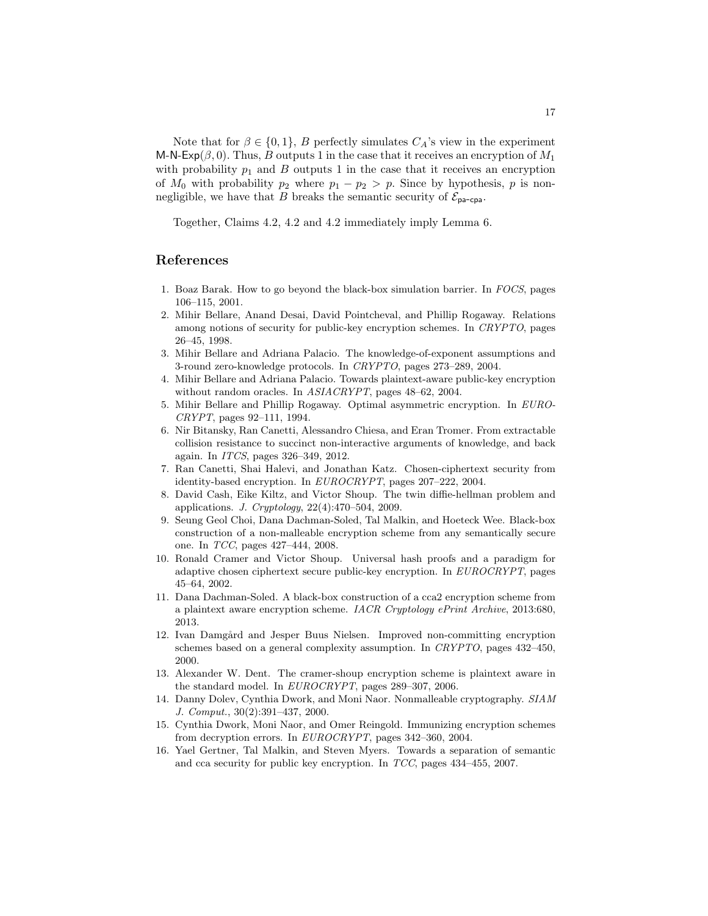Note that for $\beta \in \{0, 1\}$, $B$ perfectly simulates $C_A$'s view in the experiment $\mathsf{M\text{-}N\text{-}Exp}(\beta, 0)$. Thus, $B$ outputs 1 in the case that it receives an encryption of $M_1$ with probability $p_1$ and $B$ outputs 1 in the case that it receives an encryption of $M_0$ with probability $p_2$ where $p_1 - p_2 > p$. Since by hypothesis, $p$ is non-negligible, we have that $B$ breaks the semantic security of $\mathcal{E}_{\mathsf{pa\text{-}cpa}}$.

Together, Claims 4.2, 4.2 and 4.2 immediately imply Lemma 6.

## References

1. Boaz Barak. How to go beyond the black-box simulation barrier. In *FOCS*, pages 106–115, 2001.
2. Mihir Bellare, Anand Desai, David Pointcheval, and Phillip Rogaway. Relations among notions of security for public-key encryption schemes. In *CRYPTO*, pages 26–45, 1998.
3. Mihir Bellare and Adriana Palacio. The knowledge-of-exponent assumptions and 3-round zero-knowledge protocols. In *CRYPTO*, pages 273–289, 2004.
4. Mihir Bellare and Adriana Palacio. Towards plaintext-aware public-key encryption without random oracles. In *ASIACRYPT*, pages 48–62, 2004.
5. Mihir Bellare and Phillip Rogaway. Optimal asymmetric encryption. In *EUROCRYPT*, pages 92–111, 1994.
6. Nir Bitansky, Ran Canetti, Alessandro Chiesa, and Eran Tromer. From extractable collision resistance to succinct non-interactive arguments of knowledge, and back again. In *ITCS*, pages 326–349, 2012.
7. Ran Canetti, Shai Halevi, and Jonathan Katz. Chosen-ciphertext security from identity-based encryption. In *EUROCRYPT*, pages 207–222, 2004.
8. David Cash, Eike Kiltz, and Victor Shoup. The twin diffie-hellman problem and applications. *J. Cryptology*, 22(4):470–504, 2009.
9. Seung Geol Choi, Dana Dachman-Soled, Tal Malkin, and Hoeteck Wee. Black-box construction of a non-malleable encryption scheme from any semantically secure one. In *TCC*, pages 427–444, 2008.
10. Ronald Cramer and Victor Shoup. Universal hash proofs and a paradigm for adaptive chosen ciphertext secure public-key encryption. In *EUROCRYPT*, pages 45–64, 2002.
11. Dana Dachman-Soled. A black-box construction of a cca2 encryption scheme from a plaintext aware encryption scheme. *IACR Cryptology ePrint Archive*, 2013:680, 2013.
12. Ivan Damgård and Jesper Buus Nielsen. Improved non-committing encryption schemes based on a general complexity assumption. In *CRYPTO*, pages 432–450, 2000.
13. Alexander W. Dent. The cramer-shoup encryption scheme is plaintext aware in the standard model. In *EUROCRYPT*, pages 289–307, 2006.
14. Danny Dolev, Cynthia Dwork, and Moni Naor. Nonmalleable cryptography. *SIAM J. Comput.*, 30(2):391–437, 2000.
15. Cynthia Dwork, Moni Naor, and Omer Reingold. Immunizing encryption schemes from decryption errors. In *EUROCRYPT*, pages 342–360, 2004.
16. Yael Gertner, Tal Malkin, and Steven Myers. Towards a separation of semantic and cca security for public key encryption. In *TCC*, pages 434–455, 2007.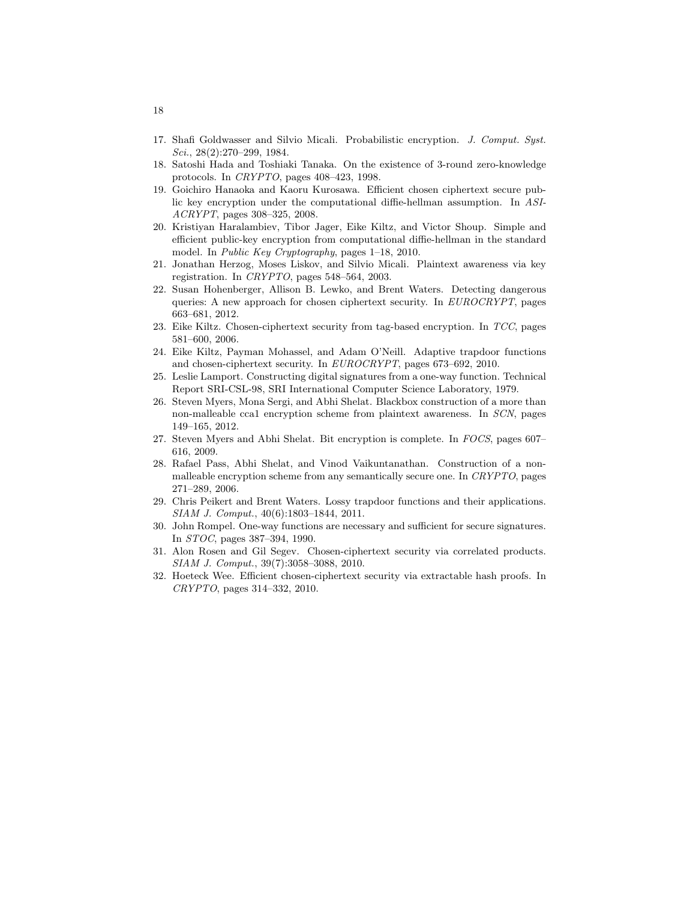17. Shafi Goldwasser and Silvio Micali. Probabilistic encryption. *J. Comput. Syst. Sci.*, 28(2):270–299, 1984.
18. Satoshi Hada and Toshiaki Tanaka. On the existence of 3-round zero-knowledge protocols. In *CRYPTO*, pages 408–423, 1998.
19. Goichiro Hanaoka and Kaoru Kurosawa. Efficient chosen ciphertext secure public key encryption under the computational diffie-hellman assumption. In *ASIACRYPT*, pages 308–325, 2008.
20. Kristiyan Haralambiev, Tibor Jager, Eike Kiltz, and Victor Shoup. Simple and efficient public-key encryption from computational diffie-hellman in the standard model. In *Public Key Cryptography*, pages 1–18, 2010.
21. Jonathan Herzog, Moses Liskov, and Silvio Micali. Plaintext awareness via key registration. In *CRYPTO*, pages 548–564, 2003.
22. Susan Hohenberger, Allison B. Lewko, and Brent Waters. Detecting dangerous queries: A new approach for chosen ciphertext security. In *EUROCRYPT*, pages 663–681, 2012.
23. Eike Kiltz. Chosen-ciphertext security from tag-based encryption. In *TCC*, pages 581–600, 2006.
24. Eike Kiltz, Payman Mohassel, and Adam O'Neill. Adaptive trapdoor functions and chosen-ciphertext security. In *EUROCRYPT*, pages 673–692, 2010.
25. Leslie Lamport. Constructing digital signatures from a one-way function. Technical Report SRI-CSL-98, SRI International Computer Science Laboratory, 1979.
26. Steven Myers, Mona Sergi, and Abhi Shelat. Blackbox construction of a more than non-malleable cca1 encryption scheme from plaintext awareness. In *SCN*, pages 149–165, 2012.
27. Steven Myers and Abhi Shelat. Bit encryption is complete. In *FOCS*, pages 607–616, 2009.
28. Rafael Pass, Abhi Shelat, and Vinod Vaikuntanathan. Construction of a non-malleable encryption scheme from any semantically secure one. In *CRYPTO*, pages 271–289, 2006.
29. Chris Peikert and Brent Waters. Lossy trapdoor functions and their applications. *SIAM J. Comput.*, 40(6):1803–1844, 2011.
30. John Rompel. One-way functions are necessary and sufficient for secure signatures. In *STOC*, pages 387–394, 1990.
31. Alon Rosen and Gil Segev. Chosen-ciphertext security via correlated products. *SIAM J. Comput.*, 39(7):3058–3088, 2010.
32. Hoeteck Wee. Efficient chosen-ciphertext security via extractable hash proofs. In *CRYPTO*, pages 314–332, 2010.